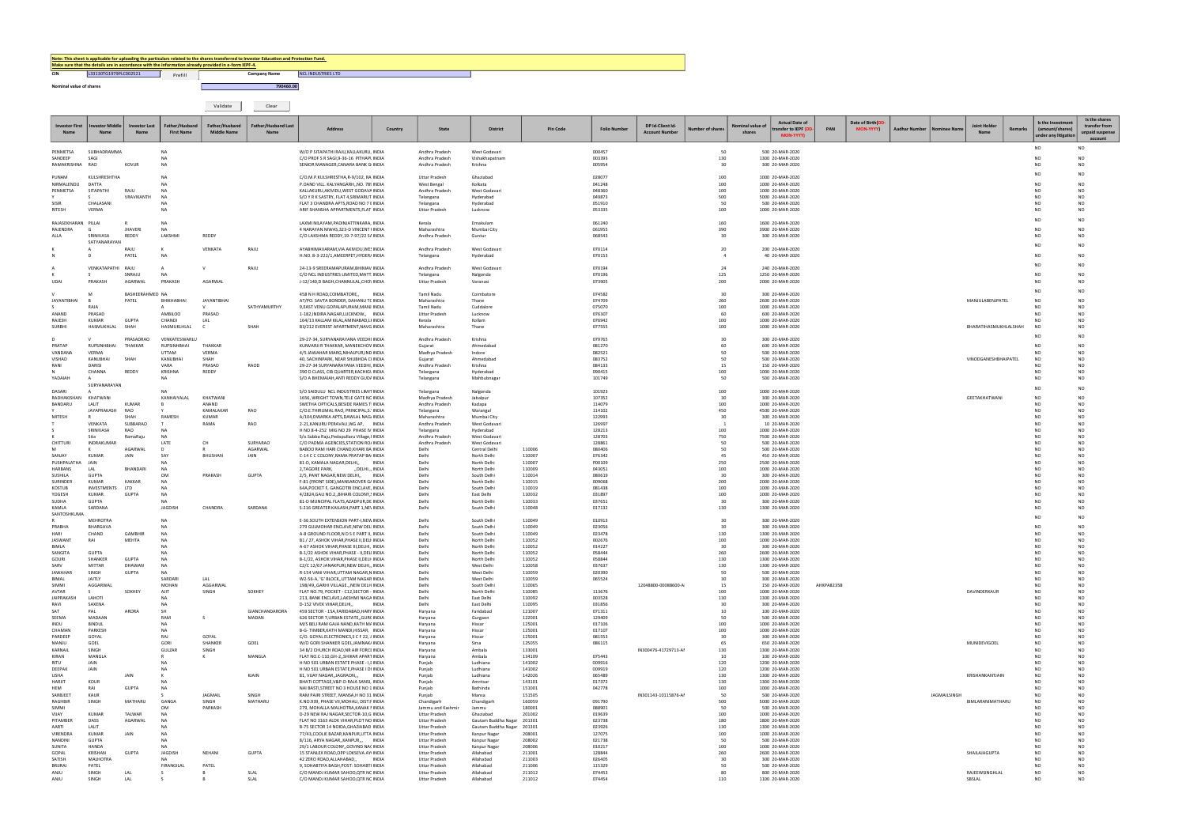**Note: This sheet is applicable for uploading the particulars related to the shares transferred to Investor Education and Protection Fund.**
**Make sure that the details are in accordance with the information already provided in e-form IEPF-4.**

| CIN | L33130TG1979PLC002521 | Prefill | Company Name | NCL INDUSTRIES LTD |
|---|---|---|---|---|

Nominal value of shares: 790460.00

Validate | Clear

| Investor First Name | Investor Middle Name | Investor Last Name | Father/Husband First Name | Father/Husband Middle Name | Father/Husband Last Name | Address | Country | State | District | Pin Code | Folio Number | DP Id-Client Id-Account Number | Number of shares | Nominal value of shares | Actual Date of transfer to IEPF (DD-MON-YYYY) | PAN | Date of Birth(DD-MON-YYYY) | Aadhar Number | Nominee Name | Joint Holder Name | Remarks | Is the Investment (amount/shares) under any litigation | Is the shares transfer from unpaid suspense account |
|---|---|---|---|---|---|---|---|---|---|---|---|---|---|---|---|---|---|---|---|---|---|---|---|
| PENMETSA | SUBHADRAMMA | | NA | | | W/O P SITAPATHI RAJU,KALLAKURU, | INDIA | Andhra Pradesh | West Godavari | | 000457 | | 50 | 500 | 20-MAR-2020 | | | | | | | NO | NO |
| SANDEEP | SAGI | | NA | | | C/O PROF S R SAGI,9-36-16 PITHAPU | INDIA | Andhra Pradesh | Vishakhapatnam | | 003393 | | 130 | 1300 | 20-MAR-2020 | | | | | | | NO | NO |
| RAMAKRISHNA | RAO | KOVUR | NA | | | SENIOR MANAGER,CANARA BANK G | INDIA | Andhra Pradesh | Krishna | | 005954 | | 30 | 300 | 20-MAR-2020 | | | | | | | NO | NO |
| PUNAM | KULSHRESHTHA | | NA | | | C/O.M.P.KULSHRESTHA,R-9/102, RA | INDIA | Uttar Pradesh | Ghaziabad | | 028077 | | 100 | 1000 | 20-MAR-2020 | | | | | | | NO | NO |
| NIRMALENDU | DATTA | | NA | | | P.DAND VILL. KALYANGARH,,NO. 78 | INDIA | West Bengal | Kolkata | | 041248 | | 100 | 1000 | 20-MAR-2020 | | | | | | | NO | NO |
| PENMETSA | SITAPATHI | RAJU | NA | | | KALLAKURU,AKIVIDU,WEST GODAVA | INDIA | Andhra Pradesh | West Godavari | | 048360 | | 100 | 1000 | 20-MAR-2020 | | | | | | | NO | NO |
| Y | S | VRAVIKANTH | NA | | | S/O Y R K SASTRY, FLAT 4,SRIMARUT | INDIA | Telangana | Hyderabad | | 049873 | | 500 | 5000 | 20-MAR-2020 | | | | | | | NO | NO |
| SISIR | CHALASANI | | NA | | | FLAT 3 CHANDRA APTS,ROAD NO 7 E | INDIA | Telangana | Hyderabad | | 051910 | | 50 | 500 | 20-MAR-2020 | | | | | | | NO | NO |
| RITESH | VERMA | | NA | | | ARIF SHANSHA APPARTMENTS,FLAT | INDIA | Uttar Pradesh | Lucknow | | 053335 | | 100 | 1000 | 20-MAR-2020 | | | | | | | NO | NO |
| RAJASEKHARAN | PILLAI | R | NA | | | LAXMI NILAYAM,PADINJATTINKARA, | INDIA | Kerala | Ernakulam | | 061240 | | 160 | 1600 | 20-MAR-2020 | | | | | | | NO | NO |
| RAJENDRA | G | JHAVERI | NA | | | 4 NARAYAN NIWAS,323-D VINCENT I | INDIA | Maharashtra | Mumbai City | | 061955 | | 390 | 3900 | 20-MAR-2020 | | | | | | | NO | NO |
| ALLA | SRINIVASA | REDDY | LAKSHMI | REDDY | | C/O LAKSHMA REDDY,19-7-97/22 SA | INDIA | Andhra Pradesh | Guntur | | 068543 | | 30 | 300 | 20-MAR-2020 | | | | | | | NO | NO |
| | SATYANARAYAN | | | | | | | | | | | | | | | | | | | | | | |
| K | A | RAJU | K | VENKATA | RAJU | AYABHIMAVARAM,VIA AKIVIDU,WES | INDIA | Andhra Pradesh | West Godavari | | 070114 | | 20 | 200 | 20-MAR-2020 | | | | | | | NO | NO |
| N | D | PATEL | NA | | | H.NO. 8-3-222/1,AMEERPET,HYDERA | INDIA | Telangana | Hyderabad | | 070153 | | 4 | 40 | 20-MAR-2020 | | | | | | | NO | NO |
| A | VENKATAPATHI | RAJU | A | V | RAJU | 24-13-9 SREERAMAPURAM,BHIMAV | INDIA | Andhra Pradesh | West Godavari | | 070194 | | 24 | 240 | 20-MAR-2020 | | | | | | | NO | NO |
| K | S | SNRAJU | NA | | | C/O NCL INDUSTRIES LIMITED,MATT | INDIA | Telangana | Nalgonda | | 070196 | | 125 | 1250 | 20-MAR-2020 | | | | | | | NO | NO |
| UDAI | PRAKASH | AGARWAL | PRAKASH | AGARWAL | | J-12/140,D BAGH,CHANNULAL,CHO | INDIA | Uttar Pradesh | Varanasi | | 073905 | | 200 | 2000 | 20-MAR-2020 | | | | | | | NO | NO |
| V | M | BASHEERAHMED | NA | | | 458 N H ROAD,COIMBATORE,, | INDIA | Tamil Nadu | Coimbatore | | 074582 | | 30 | 300 | 20-MAR-2020 | | | | | | | NO | NO |
| JAYANTIBHAI | B | PATEL | BHIKHABHAI | JAYANTIBHAI | | AT/PO. SAVTA BORDER, DAHANU T | INDIA | Maharashtra | Thane | | 074709 | | 260 | 2600 | 20-MAR-2020 | | | | | MANJULABENPATEL | | NO | NO |
| S | RAJA | | A | V | SATHYAMURTHY | 9,EAST VENU GOPALAPURAM,MANJ | INDIA | Tamil Nadu | Cuddalore | | 075070 | | 100 | 1000 | 20-MAR-2020 | | | | | | | NO | NO |
| ANAND | PRASAD | | AMBILOO | PRASAD | | 1-182,INDIRA NAGAR,LUCKNOW,, | INDIA | Uttar Pradesh | Lucknow | | 076307 | | 60 | 600 | 20-MAR-2020 | | | | | | | NO | NO |
| RAJESH | KUMAR | GUPTA | CHANDI | LAL | | 164/13 KALLAM KILAL,AMINABAD,L | INDIA | Kerala | Kollam | | 076942 | | 100 | 1000 | 20-MAR-2020 | | | | | | | NO | NO |
| SURBHI | HASMUKHLAL | SHAH | HASMUKLHLAL | C | SHAH | 83/212 EVEREST APARTMENT,NAVG | INDIA | Maharashtra | Thane | | 077555 | | 100 | 1000 | 20-MAR-2020 | | | | | BHARATIHASMUKHLALSHAH | | NO | NO |
| D | V | PRASADRAO | VENKATESWARLU | | | 29-27-34, SURYANARAYANA VEEDHI | INDIA | Andhra Pradesh | Krishna | | 079765 | | 30 | 300 | 20-MAR-2020 | | | | | | | NO | NO |
| PRATAP | RUPSINHBHAI | THAKKAR | RUPSINHBHAI | THAKKAR | | KUNVARJI R THAKKAR, MANEKCHO | INDIA | Gujarat | Ahmedabad | | 081270 | | 60 | 600 | 20-MAR-2020 | | | | | | | NO | NO |
| VANDANA | VERMA | | UTTAM | VERMA | | 4/5 JAWAHAR MARG,NIHALPUR,IND | INDIA | Madhya Pradesh | Indore | | 082521 | | 50 | 500 | 20-MAR-2020 | | | | | | | NO | NO |
| VISHAD | KANUBHAI | SHAH | KANUBHAI | SHAH | | 40, SACHINPARK, NEAR SHUBHDA C | INDIA | Gujarat | Ahmedabad | | 083752 | | 50 | 500 | 20-MAR-2020 | | | | | VINODGANESHBHAIPATEL | | NO | NO |
| RANI | DARISI | | VARA | PRASAD | RAOD | 29-27-34 SURYANARAYANA VEEDHI, | INDIA | Andhra Pradesh | Krishna | | 084133 | | 15 | 150 | 20-MAR-2020 | | | | | | | NO | NO |
| N | CHANNA | REDDY | KRISHNA | REDDY | | 390 D CLASS, CIB QUARTER,KACHIGU | INDIA | Telangana | Hyderabad | | 090415 | | 100 | 1000 | 20-MAR-2020 | | | | | | | NO | NO |
| YADAIAH | A | | NA | | | S/O A BHEMAIAH,ANTI REDDY GUD | INDIA | Telangana | Mahbubnagar | | 101749 | | 50 | 500 | 20-MAR-2020 | | | | | | | NO | NO |
| | SURYANARAYAN | | | | | | | | | | | | | | | | | | | | | | |
| DASARI | A | | NA | | | S/O SAIDULU NCL INDUSTRIES LIMIT | INDIA | Telangana | Nalgonda | | 101923 | | 100 | 1000 | 20-MAR-2020 | | | | | | | NO | NO |
| RADHAKISHAN | KHATWANI | | KANHAIYALAL | KHATWANI | | 1656, WRIGHT TOWN,TELE GATE NC | INDIA | Madhya Pradesh | Jabalpur | | 107352 | | 30 | 300 | 20-MAR-2020 | | | | | GEETAKHATWANI | | NO | NO |
| BANDARU | LALIT | KUMAR | B | ANAND | | SWETHA OPTICALS,BESIDE RAMES T | INDIA | Andhra Pradesh | Kadapa | | 114079 | | 100 | 1000 | 20-MAR-2020 | | | | | | | NO | NO |
| Y | JAYAPRAKASH | RAO | Y | KAMALAKAR | RAO | C/O.E.THIRUMAL RAO, PRINCIPAL,S | INDIA | Telangana | Warangal | | 114102 | | 450 | 4500 | 20-MAR-2020 | | | | | | | NO | NO |
| MITESH | R | SHAH | RAMESH | KUMAR | | A/104,DWARKA APTS,DAMLAL NAG | INDIA | Maharashtra | Mumbai City | | 122993 | | 30 | 300 | 20-MAR-2020 | | | | | | | NO | NO |
| T | VENKATA | SUBBARAO | T | RAMA | RAO | 2-21,KANURU PERAVALI,WG AP, | INDIA | Andhra Pradesh | West Godavari | | 126997 | | 1 | 10 | 20-MAR-2020 | | | | | | | NO | NO |
| S | SRINIVASA | RAO | NA | | | H NO 8-4-252 MIG NO 29 PHASE IV | INDIA | Telangana | Hyderabad | | 128213 | | 100 | 1000 | 20-MAR-2020 | | | | | | | NO | NO |
| K | Sita | RamaRaju | NA | | | S/o Subba Raju,Pedapulleru Village, | INDIA | Andhra Pradesh | West Godavari | | 128703 | | 750 | 7500 | 20-MAR-2020 | | | | | | | NO | NO |
| CHITTURI | INDRAKUMAR | | LATE | CH | SURYARAO | C/O PADMA AGENCIES,STATION RO | INDIA | Andhra Pradesh | West Godavari | | 128861 | | 50 | 500 | 20-MAR-2020 | | | | | | | NO | NO |
| M | K | AGARWAL | D | R | AGARWAL | BABOO RAM HARI CHAND,KHARI BA | INDIA | Delhi | Central Delhi | 110006 | 080406 | | 50 | 500 | 20-MAR-2020 | | | | | | | NO | NO |
| SANJAY | KUMAR | JAIN | SAY | BHUSHAN | JAIN | C-14 C C COLONY,RAMA PRATAP BA | INDIA | Delhi | North Delhi | 110007 | 076342 | | 45 | 450 | 20-MAR-2020 | | | | | | | NO | NO |
| PUSHPALATHA | JAIN | | NA | | | 81-D, KAMALA NAGAR,DELHI,, | INDIA | Delhi | North Delhi | 110007 | P00109 | | 250 | 2500 | 20-MAR-2020 | | | | | | | NO | NO |
| HARBANS | LAL | BHANDARI | NA | | | 2,TAGORE PARK, ,DELHI,, | INDIA | Delhi | North Delhi | 110009 | 043051 | | 100 | 1000 | 20-MAR-2020 | | | | | | | NO | NO |
| SUSHILA | GUPTA | | OM | PRAKASH | GUPTA | 2/5, PANT NAGAR,NEW DELHI,, | INDIA | Delhi | South Delhi | 110014 | 080619 | | 30 | 300 | 20-MAR-2020 | | | | | | | NO | NO |
| SURINDER | KUMAR | KAKKAR | NA | | | F-81 (FRONT SIDE),MANSAROVER G | INDIA | Delhi | North Delhi | 110015 | 009068 | | 200 | 2000 | 20-MAR-2020 | | | | | | | NO | NO |
| KOSTUB | INVESTMENTS | LTD | NA | | | 6A,POCKET F, GANGOTRI ENCLAVE, | INDIA | Delhi | South Delhi | 110019 | 081438 | | 100 | 1000 | 20-MAR-2020 | | | | | | | NO | NO |
| YOGESH | KUMAR | GUPTA | NA | | | 4/2824,GALI NO.2,,BIHARI COLONY, | INDIA | Delhi | East Delhi | 110032 | 031897 | | 100 | 1000 | 20-MAR-2020 | | | | | | | NO | NO |
| SUDHA | GUPTA | | NA | | | 81-D MUNCIPAL FLATS,AZADPUR,DE | INDIA | Delhi | North Delhi | 110033 | 037651 | | 30 | 300 | 20-MAR-2020 | | | | | | | NO | NO |
| KAMLA | SARDANA | | JAGDISH | CHANDRA | SARDANA | S-216 GREATER KAILASH,PART 1,NE | INDIA | Delhi | South Delhi | 110048 | 017132 | | 130 | 1300 | 20-MAR-2020 | | | | | | | NO | NO |
| SANTOSHKUMA | | | | | | | | | | | | | | | | | | | | | | | |
| R | MEHROTRA | | NA | | | E-36 SOUTH EXTENSION PART-I,NEW | INDIA | Delhi | South Delhi | 110049 | 010913 | | 30 | 300 | 20-MAR-2020 | | | | | | | NO | NO |
| PRABHA | BHARGAVA | | NA | | | 279 GULMOHAR ENCLAVE,NEW DEL | INDIA | Delhi | South Delhi | 110049 | 023056 | | 30 | 300 | 20-MAR-2020 | | | | | | | NO | NO |
| HARI | CHAND | GAMBHIR | NA | | | A-8 GROUND FLOOR,N D S E PART II, | INDIA | Delhi | South Delhi | 110049 | 023478 | | 130 | 1300 | 20-MAR-2020 | | | | | | | NO | NO |
| JASWANT | RAI | MEHTA | NA | | | B1 / 27, ASHOK VIHAR,PHASE II,DELI | INDIA | Delhi | North Delhi | 110052 | 002676 | | 100 | 1000 | 20-MAR-2020 | | | | | | | NO | NO |
| BIMLA | | | NA | | | A-67 ASHOK VIHAR,PHASE III,DELHI,, | INDIA | Delhi | North Delhi | 110052 | 014227 | | 30 | 300 | 20-MAR-2020 | | | | | | | NO | NO |
| SANGITA | GUPTA | | NA | | | B-1/22 ASHOK VIHAR,PHASE - II,DELI | INDIA | Delhi | North Delhi | 110052 | 058444 | | 260 | 2600 | 20-MAR-2020 | | | | | | | NO | NO |
| GOURI | SHANKER | GUPTA | NA | | | B-1/22, ASHOK VIHAR,PHASE II,DELH | INDIA | Delhi | North Delhi | 110052 | 058844 | | 130 | 1300 | 20-MAR-2020 | | | | | | | NO | NO |
| SARV | MITTAR | DHAWAN | NA | | | C2/C 12/67 JANAKPURI,NEW DELHI,, | INDIA | Delhi | West Delhi | 110058 | 037637 | | 130 | 1300 | 20-MAR-2020 | | | | | | | NO | NO |
| JAWAHAR | SINGH | GUPTA | NA | | | R-154 VANI VIHAR,UTTAM NAGAR,N | INDIA | Delhi | West Delhi | 110059 | 020390 | | 50 | 500 | 20-MAR-2020 | | | | | | | NO | NO |
| BIMAL | JAITLY | | SARDARI | LAL | | W2-56-A, 'G' BLOCK,,UTTAM NAGAR | INDIA | Delhi | West Delhi | 110059 | 065524 | | 30 | 300 | 20-MAR-2020 | | | | | | | NO | NO |
| SIMMI | AGGARWAL | | MOHAN | AGGARWAL | | 198/49,,GARHI VILLAGE,,NEW DELH | INDIA | Delhi | South Delhi | 110065 | | 12048800-00088600-A | 15 | 150 | 20-MAR-2020 | AHKPA8235B | | | | | | NO | NO |
| AVTAR | S | SOKHEY | AJIT | SINGH | SOKHEY | FLAT NO.79, POCKET - C12,SECTOR - | INDIA | Delhi | North Delhi | 110085 | 113676 | | 100 | 1000 | 20-MAR-2020 | | | | | DAVINDERKAUR | | NO | NO |
| JAIPRAKASH | LAHOTI | | NA | | | 213, BANK ENCLAVE,LAKSHMI NAGA | INDIA | Delhi | East Delhi | 110092 | 003528 | | 130 | 1300 | 20-MAR-2020 | | | | | | | NO | NO |
| RAVI | SAXENA | | NA | | | D-152 VIVEK VIHAR,DELHI,, | INDIA | Delhi | East Delhi | 110095 | 031856 | | 30 | 300 | 20-MAR-2020 | | | | | | | NO | NO |
| SAT | PAL | ARORA | SH | | GIANCHANDARORA | 459 SECTOR - 15A,FARIDABAD,HARY | INDIA | Haryana | Faridabad | 121007 | 071311 | | 10 | 100 | 20-MAR-2020 | | | | | | | NO | NO |
| SEEMA | MADAAN | | RAM | S | MADAN | 626 SECTOR 7,URBAN ESTATE,,GURG | INDIA | Haryana | Gurgaon | 122001 | 129409 | | 50 | 500 | 20-MAR-2020 | | | | | | | NO | NO |
| INDU | BINDUL | | NA | | | M/S BELI RAM GAJA NAND,KATH MA | INDIA | Haryana | Hissar | 125001 | 017106 | | 100 | 1000 | 20-MAR-2020 | | | | | | | NO | NO |
| CHAMAN | PARKESH | | NA | | | B-G- TIMBER,KATH MANDI,HISSAR, | INDIA | Haryana | Hissar | 125001 | 017107 | | 100 | 1000 | 20-MAR-2020 | | | | | | | NO | NO |
| PARDEEP | GOYAL | | RAJ | GOYAL | | C/O. GOYAL ELECTRONICS,S C F 22, | INDIA | Haryana | Hissar | 125001 | 081553 | | 30 | 300 | 20-MAR-2020 | | | | | | | NO | NO |
| MANJU | GOEL | | GORI | SHANKER | GOEL | W/O GORI SHANKER GOEL,JAMNAK | INDIA | Haryana | Sirsa | 125055 | 086115 | | 65 | 650 | 20-MAR-2020 | | | | | MUNIDEVIGOEL | | NO | NO |
| KARNAIL | SINGH | | GULZAR | SINGH | | 34 B/2 CHURCH ROAD,NR AIR FORCE | INDIA | Haryana | Ambala | 133001 | | IN300476-41729713-A | 130 | 1300 | 20-MAR-2020 | | | | | | | NO | NO |
| KIRAN | MANGLA | | R | K | MANGLA | FLAT NO.C-110,GH-2,,SHIKAR APART | INDIA | Haryana | Ambala | 134109 | 075443 | | 10 | 100 | 20-MAR-2020 | | | | | | | NO | NO |
| RITU | JAIN | | NA | | | H NO 501 URBAN ESTATE PHASE - I,I | INDIA | Punjab | Ludhiana | 141002 | 009916 | | 120 | 1200 | 20-MAR-2020 | | | | | | | NO | NO |
| DEEPAK | JAIN | | NA | | | H NO 501 URBAN ESTATE,PHASE I DI | INDIA | Punjab | Ludhiana | 141002 | 009919 | | 120 | 1200 | 20-MAR-2020 | | | | | | | NO | NO |
| USHA | | JAIN | K | | KJAIN | 81, VIJAY NAGAR,,JAGRAON,, | INDIA | Punjab | Ludhiana | 142026 | 065489 | | 130 | 1300 | 20-MAR-2020 | | | | | KRISHANKANTJAIN | | NO | NO |
| HARJIT | KOUR | | NA | | | BHATI COTTAGE,V&P.O-RAJA SANSI, | INDIA | Punjab | Amritsar | 143101 | 017372 | | 130 | 1300 | 20-MAR-2020 | | | | | | | NO | NO |
| HEM | RAJ | GUPTA | NA | | | NAI BASTI,STREET NO 3 HOUSE NO 1 | INDIA | Punjab | Bathinda | 151001 | 042778 | | 100 | 1000 | 20-MAR-2020 | | | | | | | NO | NO |
| SARBJEET | KAUR | | S | JAGMAIL | SINGH | RAM PAIRI STREET, MANSA,H NO 31 | INDIA | Punjab | Mansa | 151505 | | IN301143-10115876-A | 50 | 500 | 20-MAR-2020 | | | | JAGMAILSINGH | | | NO | NO |
| RAGHBIR | SINGH | MATHARU | GANGA | SINGH | MATHARU | K.NO.939, PHASE VII,MOHALI, DIST.R | INDIA | Chandigarh | Chandigarh | 160059 | 091790 | | 500 | 5000 | 20-MAR-2020 | | | | | BIMLARANIMATHARU | | NO | NO |
| SIMMI | | | OM | PARKASH | | 279, MOHALLA MALHOTRA,KANAK | INDIA | Jammu and Kashmir | Jammu | 180001 | 088901 | | 50 | 500 | 20-MAR-2020 | | | | | | | NO | NO |
| VIJAY | KUMAR | TALWAR | NA | | | D-29 NEW RAJ NAGAR,SECTOR-10,G | INDIA | Uttar Pradesh | Ghaziabad | 201002 | 019639 | | 100 | 1000 | 20-MAR-2020 | | | | | | | NO | NO |
| PITAMBER | DASS | AGARWAL | NA | | | FLAT NO 3163 ALOK VIHAR,PLOT NO | INDIA | Uttar Pradesh | Gautam Buddha Nagar | 201301 | 023738 | | 180 | 1800 | 20-MAR-2020 | | | | | | | NO | NO |
| AARTI | LALIT | | NA | | | B-75 SECTOR 14 NOIDA,GHAZIABAD | INDIA | Uttar Pradesh | Gautam Buddha Nagar | 201301 | 023926 | | 130 | 1300 | 20-MAR-2020 | | | | | | | NO | NO |
| VIRENDRA | KUMAR | JAIN | NA | | | 77/43,COOLIE BAZAR,KANPUR,UTTA | INDIA | Uttar Pradesh | Kanpur Nagar | 208001 | 127075 | | 100 | 1000 | 20-MAR-2020 | | | | | | | NO | NO |
| NANDINI | GUPTA | | NA | | | 8/116, ARYA NAGAR,,KANPUR,, | INDIA | Uttar Pradesh | Kanpur Nagar | 208002 | 021738 | | 50 | 500 | 20-MAR-2020 | | | | | | | NO | NO |
| SUNITA | HANDA | | NA | | | 29/1 LABOUR COLONY,,GOVIND NA | INDIA | Uttar Pradesh | Kanpur Nagar | 208006 | 010217 | | 100 | 1000 | 20-MAR-2020 | | | | | | | NO | NO |
| GOPAL | KRISHAN | GUPTA | JAGDISH | NIDHANI | GUPTA | 15 STANLEY ROAD,OPP LOKSEVA AY | INDIA | Uttar Pradesh | Allahabad | 211001 | 128844 | | 260 | 2600 | 20-MAR-2020 | | | | | SHAILAJAGUPTA | | NO | NO |
| SATISH | MALHOTRA | | NA | | | 42 ZERO ROAD,ALLAHABAD,, | INDIA | Uttar Pradesh | Allahabad | 211003 | 026405 | | 30 | 300 | 20-MAR-2020 | | | | | | | NO | NO |
| BRIJRAJ | PATEL | | FIRANGILAL | PATEL | | 9, SOHABTIYA BAGH,POST: SOHABTI | INDIA | Uttar Pradesh | Allahabad | 211006 | 115329 | | 50 | 500 | 20-MAR-2020 | | | | | | | NO | NO |
| ANJU | SINGH | LAL | S | B | SLAL | C/O MANOJ KUMAR SAHOO,QTR NC | INDIA | Uttar Pradesh | Allahabad | 211012 | 074453 | | 80 | 800 | 20-MAR-2020 | | | | | RAJEEWSINGHLAL | | NO | NO |
| ANJU | SINGH | LAL | S | B | SLAL | C/O MANOJ KUMAR SAHOO,QTR NC | INDIA | Uttar Pradesh | Allahabad | 211012 | 074454 | | 110 | 1100 | 20-MAR-2020 | | | | | SBSLAL | | NO | NO |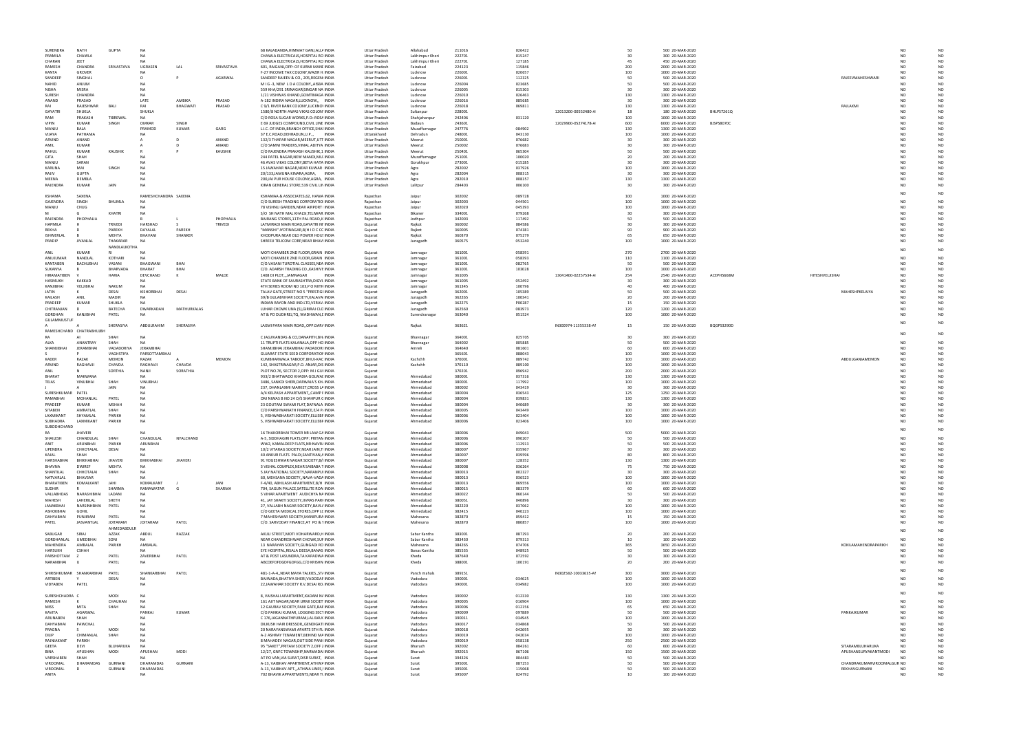| | | | | | | | | | | | | | | | | | | | | |
|---|---|---|---|---|---|---|---|---|---|---|---|---|---|---|---|---|---|---|---|---|
| SURENDRA | NATH | GUPTA | NA | | | 68 KALADANDA,HIMMAT GANJ,ALLA INDIA | Uttar Pradesh | Allahabad | 211016 | 026422 | | 50 | 500 20-MAR-2020 | | | | NO | NO |
| PRAMILA | CHAWLA | | NA | | | CHAWLA ELECTRICALS,HOSPITAL RO INDIA | Uttar Pradesh | Lakhimpur Kheri | 222701 | 015247 | | 30 | 300 20-MAR-2020 | | | | NO | NO |
| CHARAN | JEET | | NA | | | CHAWLA ELECTRICALS,HOSPITAL RO INDIA | Uttar Pradesh | Lakhimpur Kheri | 222701 | 127185 | | 45 | 450 20-MAR-2020 | | | | NO | NO |
| RAMESH | CHANDRA | SRIVASTAVA | UGRASEN | LAL | SRIVASTAVA | 601, RAIGANJ,OPP. OF KURMI MANE INDIA | Uttar Pradesh | Faizabad | 224123 | 115846 | | 200 | 2000 20-MAR-2020 | | | | NO | NO |
| KANTA | GROVER | | NA | | | F-27 INCOME TAX COLONY,WAZIR H INDIA | Uttar Pradesh | Lucknow | 226001 | 020657 | | 100 | 1000 20-MAR-2020 | | | | NO | NO |
| SANDEEP | SINGHAL | | O | P | AGARWAL | SANDEEP RAJEEV & CO., 205,REGENI INDIA | Uttar Pradesh | Lucknow | 226001 | 112325 | | 50 | 500 20-MAR-2020 | | | RAJEEVMAHESHWARI | NO | NO |
| NAHID | ANJUM | | NA | | | M I G -3, NEW L D A COLONY,,AISBA INDIA | Uttar Pradesh | Lucknow | 226004 | 023685 | | 50 | 500 20-MAR-2020 | | | | NO | NO |
| NISHA | MISRA | | NA | | | 559 KHA/291 SRINAGAR(SINGAR NA INDIA | Uttar Pradesh | Lucknow | 226005 | 015303 | | 30 | 300 20-MAR-2020 | | | | NO | NO |
| SURESH | CHANDRA | | NA | | | 1/21 VISHWAS KHAND,GOMTINAGA INDIA | Uttar Pradesh | Lucknow | 226010 | 026463 | | 130 | 1300 20-MAR-2020 | | | | NO | NO |
| ANAND | PRASAD | | LATE | AMBIKA | PRASAD | A-182 INDIRA NAGAR,LUCKNOW,, INDIA | Uttar Pradesh | Lucknow | 226016 | 085685 | | 30 | 300 20-MAR-2020 | | | | NO | NO |
| RAI | RAJESHWAR | BALI | RAI | BHAGWATI | PRASAD | C 9/1 RIVER BANK COLONY,LUCKNO INDIA | Uttar Pradesh | Lucknow | 226018 | 069811 | | 130 | 1300 20-MAR-2020 | | | RAJLAXMI | NO | NO |
| GAYATRI | SHUKLA | | NA | | | 1580/8 NORTH AWAS VIKAS COLON INDIA | Uttar Pradesh | Sultanpur | 228001 | | 12013200-00552480-A | 18 | 180 20-MAR-2020 | BHLPS7261Q | | | NO | NO |
| RAM | PRAKASH | TIBREWAL | NA | | | C/O ROSA SUGAR WORKS,P.O.-ROSA INDIA | Uttar Pradesh | Shahjahanpur | 242406 | 031120 | | 100 | 1000 20-MAR-2020 | | | | NO | NO |
| VIPIN | KUMAR | SINGH | OMKAR | SINGH | | E 69 JUDGES COMPOUND,CIVIL LINE INDIA | Uttar Pradesh | Badaun | 243601 | | 12029900-05274178-A | 600 | 6000 20-MAR-2020 | BJSPS8070C | | | NO | NO |
| MANJU | BALA | | PRAMOD | KUMAR | GARG | L.I.C. OF INDIA,BRANCH OFFICE,SHAI INDIA | Uttar Pradesh | Muzaffarnagar | 247776 | 084902 | | 130 | 1300 20-MAR-2020 | | | | NO | NO |
| VIJAYA | PATHANIA | | NA | | | 37 E.C.ROAD,DEHRADUN,U.P.,, INDIA | Uttarakhand | Dehradun | 248001 | 043130 | | 100 | 1000 20-MAR-2020 | | | | NO | NO |
| ARVIND | ANAND | | A | D | ANAND | 132/3 THAPAR NAGAR,MEERUT,UTT INDIA | Uttar Pradesh | Meerut | 250001 | 076682 | | 30 | 300 20-MAR-2020 | | | | NO | NO |
| AMIL | KUMAR | | A | D | ANAND | C/O SAMNI TRADERS,VIMAL ADITYA INDIA | Uttar Pradesh | Meerut | 250002 | 076683 | | 30 | 300 20-MAR-2020 | | | | NO | NO |
| RAHUL | KUMAR | KAUSHIK | R | P | KAUSHIK | C/O RAJENDRA PRAKASH KAUSHIK,1 INDIA | Uttar Pradesh | Meerut | 250401 | 065304 | | 50 | 500 20-MAR-2020 | | | | NO | NO |
| GITA | SHAH | | NA | | | 244 PATEL NAGAR,NEW MANDI,MU INDIA | Uttar Pradesh | Muzaffarnagar | 251001 | 100020 | | 20 | 200 20-MAR-2020 | | | | NO | NO |
| MANJU | SARAN | | NA | | | 46 AVAS VIKAS COLONY,BETIA HATA INDIA | Uttar Pradesh | Gorakhpur | 273001 | 015285 | | 30 | 300 20-MAR-2020 | | | | NO | NO |
| KARUNA | MAI | SINGH | NA | | | 15 JAWAHAR NAGAR,NEAR KUWAR INDIA | Uttar Pradesh | Agra | 282002 | 037926 | | 100 | 1000 20-MAR-2020 | | | | NO | NO |
| RAJIV | GUPTA | | NA | | | 20/133,JAMUNA KINARA,AGRA,, INDIA | Uttar Pradesh | Agra | 282004 | 008315 | | 30 | 300 20-MAR-2020 | | | | NO | NO |
| MEENA | DEMBLA | | NA | | | 200,JAI PUR HOUSE COLONY,AGRA, INDIA | Uttar Pradesh | Agra | 282010 | 008357 | | 130 | 1300 20-MAR-2020 | | | | NO | NO |
| RAJENDRA | KUMAR | JAIN | NA | | | KIRAN GENERAL STORE,539 CIVIL LIN INDIA | Uttar Pradesh | Lalitpur | 284403 | 006100 | | 30 | 300 20-MAR-2020 | | | | NO | NO |
| KSHAMA | SAXENA | | RAMESHCHANDRA SAXENA | | | KSHAMAA & ASSOCIATES,62, HAWA INDIA | Rajasthan | Jaipur | 302002 | 089728 | | 100 | 1000 20-MAR-2020 | | | | NO | NO |
| GAJENDRA | SINGH | BHUMLA | NA | | | C/O SURESH TRADING CORPORATIO INDIA | Rajasthan | Jaipur | 302003 | 044501 | | 100 | 1000 20-MAR-2020 | | | | NO | NO |
| MANJU | CHUG | | NA | | | 78 VISHNU GARDEN,NEAR AIRPORT I INDIA | Rajasthan | Jaipur | 302020 | 045393 | | 100 | 1000 20-MAR-2020 | | | | NO | NO |
| M | G | KHATRI | NA | | | S/O SH NATH MAL KHAISI,TELIWAR INDIA | Rajasthan | Bikaner | 334001 | 079268 | | 30 | 300 20-MAR-2020 | | | | NO | NO |
| RAJENDRA | PHOPHALIA | | B | L | PHOPHALIA | BAJRANG STORES,11TH PAL ROAD,K INDIA | Rajasthan | Jodhpur | 342003 | 117492 | | 50 | 500 20-MAR-2020 | | | | NO | NO |
| HAPMILA | H | TRIVEDI | HARSHAD | S | TRIVEDI | LATMIRADI MAIN ROAD,GAYATRI NI INDIA | Gujarat | Rajkot | 360002 | 084586 | | 30 | 300 20-MAR-2020 | | | | NO | NO |
| REKHA | D | PAREKH | DAYALAL | PAREKH | | "MANSHI" JYOTINAGAR,B/H I D C CC INDIA | Gujarat | Rajkot | 360005 | 074381 | | 90 | 900 20-MAR-2020 | | | | NO | NO |
| ISHWERLAL | B | MEHTA | BHAVANI | SHANKER | | KHODPURA NEAR OLD POWER HOUS INDIA | Gujarat | Rajkot | 360370 | 075279 | | 65 | 650 20-MAR-2020 | | | | NO | NO |
| PRADIP | JIVANLAL | THAKARAR | NA | | | SHREEJI TELICOM CORP,NEAR BHAVI INDIA | Gujarat | Junagadh | 360575 | 053240 | | 100 | 1000 20-MAR-2020 | | | | NO | NO |
| | | NANDLALKOTHA | | | | | | | | | | | | | | | NO | NO |
| ANIL | KUMAR | RI | NA | | | MOTI CHAMBER 2ND FLOOR,GRAIN INDIA | Gujarat | Jamnagar | 361001 | 058391 | | 270 | 2700 20-MAR-2020 | | | | NO | NO |
| ANILKUMAR | NANDLAL | KOTHARI | NA | | | MOTI CHAMBER 2ND FLOOR,GRAIN INDIA | Gujarat | Jamnagar | 361001 | 058393 | | 110 | 1100 20-MAR-2020 | | | | NO | NO |
| KANTABEN | BACHUBHAI | VASANI | BHAGWANJ | BHAI | | C/O-VASANI TUROTIAL CLASSES,NEA INDIA | Gujarat | Jamnagar | 361001 | 082765 | | 50 | 500 20-MAR-2020 | | | | NO | NO |
| SUKANYA | B | BHARVADA | BHARAT | BHAI | | C/O. ADARSH TRADING CO.,KASHIVI INDIA | Gujarat | Jamnagar | 361001 | 103028 | | 100 | 1000 20-MAR-2020 | | | | NO | NO |
| HIRAMATIBEN | V | HARIA | DEVCHAND | K | MALDE | 1408 DI PLOT,,,JAMNAGAR INDIA | Gujarat | Jamnagar | 361005 | | 13041400-02257534-AI | 254 | 2540 20-MAR-2020 | ACEPH5668M | HITESHVELJISHAH | | NO | NO |
| HASMUKH | KAKKAD | | NA | | | STATE BANK OF SAURASHTRA,DIGVI INDIA | Gujarat | Jamnagar | 361005 | 052492 | | 30 | 300 20-MAR-2020 | | | | NO | NO |
| KANJIBHAI | VELJIBHAI | NAKUM | NA | | | 4TH SERIES ROOM NO 103,P O MITH INDIA | Gujarat | Jamnagar | 361345 | 100796 | | 40 | 400 20-MAR-2020 | | | | NO | NO |
| JATIN | K | DESAI | KISHORBHAI | DESAI | | TALAV GATE,STREET NO 5 "PRESTIGI INDIA | Gujarat | Junagadh | 362001 | 105389 | | 50 | 500 20-MAR-2020 | | | MAHESHPKELAIYA | NO | NO |
| KAILASH | ANIL | MADIR | NA | | | 39/B GULABVIHAR SOCIETY,KALAVA INDIA | Gujarat | Junagadh | 362265 | 100341 | | 20 | 200 20-MAR-2020 | | | | NO | NO |
| PRADEEP | KUMAR | SHUKLA | NA | | | INDIAN RAYON AND IND.LTD,VERAV. INDIA | Gujarat | Junagadh | 362275 | P00287 | | 15 | 150 20-MAR-2020 | | | | NO | NO |
| CHITRANJAN | D | BATECHA | DWARKADAN | MATHURKALAS | | LUHAR CHOWK UNA (S),GIRRAJ CLO INDIA | Gujarat | Junagadh | 362560 | 083973 | | 120 | 1200 20-MAR-2020 | | | | NO | NO |
| GORDHAN | KANJIBHAI | PATEL | NA | | | AT & PO DUDHREJ,TQ. WADHWAN,C INDIA | Gujarat | Surendranagar | 363040 | 051524 | | 100 | 1000 20-MAR-2020 | | | | NO | NO |
| GULAMMUSTUF | | | | | | | | | | | | | | | | | NO | NO |
| A | A | SHERASIYA | ABDULRAHIM | SHERASIYA | | LAXMI PARA MAIN ROAD,,OPP.DAMI INDIA | Gujarat | Rajkot | 363621 | | IN300974-11355338-AF | 15 | 150 20-MAR-2020 | BQGPS3290D | | | NO | NO |
| RAMESHCHAND | CHATRABHUJBH | | | | | | | | | | | | | | | | NO | NO |
| RA | AI | SHAH | NA | | | C JAGJIVANDAS & CO,DANAPITH,BH. INDIA | Gujarat | Bhavnagar | 364001 | 025705 | | 30 | 300 20-MAR-2020 | | | | NO | NO |
| ALKA | ANANTRAY | SHAH | NA | | | 11 TRUPTI FLATS KALANALA,OPP HO INDIA | Gujarat | Bhavnagar | 364002 | 005885 | | 50 | 500 20-MAR-2020 | | | | NO | NO |
| SHAMJIBHAI | JERAMBHAI | VADADORIYA | JERAMBHAI | | | SHAMJIBHAI JERAMBHAI VADADORI INDIA | Gujarat | Amreli | 364640 | 081601 | | 60 | 600 20-MAR-2020 | | | | NO | NO |
| S | P | VAGHSTIYA | PARSOTTAMBHAI | | | GUJARAT STATE SEED CORPORATIO INDIA | Gujarat | | 365601 | 088043 | | 100 | 1000 20-MAR-2020 | | | | NO | NO |
| KADER | RAZAK | MEMON | RAZAK | A | MEMON | KUMBHARWALA TABOOT,BHUJ-KAC INDIA | Gujarat | Kachchh | 370001 | 089742 | | 100 | 1000 20-MAR-2020 | | | ABDULGANIAMEMON | NO | NO |
| ARVIND | RAGHAVJI | CHAVDA | RAGHAVJI | CHAVDA | | 142, SHASTRINAGAR,P.O. ANJAR,DIS INDIA | Gujarat | Kachchh | 370110 | 089100 | | 100 | 1000 20-MAR-2020 | | | | NO | NO |
| ANIL | N | SORTHIA | NANJI | SORATHIA | | PLOT NO.76, SECTOR 2,OPP: M I GUI INDIA | Gujarat | | 370201 | 096942 | | 200 | 2000 20-MAR-2020 | | | | NO | NO |
| BHARAT | MAKWANA | | NA | | | 933/2 BHATWADO KHADIA GOLWAI INDIA | Gujarat | Ahmedabad | 380001 | 037316 | | 130 | 1300 20-MAR-2020 | | | | NO | NO |
| TEJAS | VINUBHAI | SHAH | VINUBHAI | | | 3486, SANKDI SHERI,DARWAJA'S KH. INDIA | Gujarat | Ahmedabad | 380001 | 117992 | | 100 | 1000 20-MAR-2020 | | | | NO | NO |
| J | A | JAIN | NA | | | 237, DHANLAXMI MARKET,CROSS LA INDIA | Gujarat | Ahmedabad | 380002 | 043419 | | 30 | 300 20-MAR-2020 | | | | NO | NO |
| SURESHKUMAR | PATEL | | NA | | | A/4 KELPASH APPARTMENT,,CAMP F INDIA | Gujarat | Ahmedabad | 380004 | 036543 | | 125 | 1250 20-MAR-2020 | | | | NO | NO |
| RAMABHAI | MOHANLAL | PATEL | NA | | | OM NIWAS B NO 24 O/S SHAHPUR C INDIA | Gujarat | Ahmedabad | 380004 | 039831 | | 130 | 1300 20-MAR-2020 | | | | NO | NO |
| PRADEEP | KUMAR | MISHAH | NA | | | 23 GOUTAM SWAMI FLAT,DAFNALA INDIA | Gujarat | Ahmedabad | 380004 | 040689 | | 30 | 300 20-MAR-2020 | | | | NO | NO |
| SITABEN | AMRATLAL | SHAH | NA | | | C/O PARSHWANATH FINANCE,E/4 P. INDIA | Gujarat | Ahmedabad | 380005 | 043449 | | 100 | 1000 20-MAR-2020 | | | | NO | NO |
| LAXMIKANT | SHYAMLAL | PARIKH | NA | | | 5, VISHWABHARATI SOCIETY,ELLISBF INDIA | Gujarat | Ahmedabad | 380006 | 023404 | | 100 | 1000 20-MAR-2020 | | | | NO | NO |
| SUBHADRA | LAXMIKANT | PARIKH | NA | | | 5, VISHWABHARATI SOCIETY,ELLISBF INDIA | Gujarat | Ahmedabad | 380006 | 023406 | | 100 | 1000 20-MAR-2020 | | | | NO | NO |
| SUBODHCHAND | | | | | | | | | | | | | | | | | NO | NO |
| RA | JHAVERI | | NA | | | 16 THAKORBHAI TOWER NR LAW GA INDIA | Gujarat | Ahmedabad | 380006 | 049043 | | 500 | 5000 20-MAR-2020 | | | | NO | NO |
| SHAILESH | CHANDULAL | SHAH | CHANDULAL | NYALCHAND | | A-5, SIDDHAGIRI FLATS,OPP: PRITAN INDIA | Gujarat | Ahmedabad | 380006 | 090207 | | 50 | 500 20-MAR-2020 | | | | NO | NO |
| ANIT | ARUNBHAI | PARIKH | ARUNBHAI | | | WW2, KAMALDEEP FLATS,NR NAVRI INDIA | Gujarat | Ahmedabad | 380006 | 112913 | | 50 | 500 20-MAR-2020 | | | | NO | NO |
| UPENDRA | CHHOTALAL | DESAI | NA | | | 10/2 VITARAG SOCIETY,NEAR JAIN,T INDIA | Gujarat | Ahmedabad | 380007 | 035967 | | 30 | 300 20-MAR-2020 | | | | NO | NO |
| KAJAL | SHAH | | NA | | | 40 ANKUR FLATS PALDI,SANTIVAN,A INDIA | Gujarat | Ahmedabad | 380007 | 039596 | | 80 | 800 20-MAR-2020 | | | | NO | NO |
| HARSHABHAI | BHIKHABHAI | JHAVERI | BHIKHABHAI | JHAVERI | | 91 YOGESHWAR NAGAR SOCIETY,B/I INDIA | Gujarat | Ahmedabad | 380007 | 128352 | | 130 | 1300 20-MAR-2020 | | | | NO | NO |
| BHAVNA | DWIREF | MEHTA | NA | | | 3 VISHAL COMPLEX,NEAR SAIBABA T INDIA | Gujarat | Ahmedabad | 380008 | 036264 | | 75 | 750 20-MAR-2020 | | | | NO | NO |
| SHANTILAL | CHHOTALAL | SHAH | NA | | | 5 JAY NATIONAL SOCIETY,NARANPU INDIA | Gujarat | Ahmedabad | 380013 | 002327 | | 30 | 300 20-MAR-2020 | | | | NO | NO |
| NATVARLAL | BHAVSAR | | NA | | | 60, MEHSANA SOCIETY,,NAVA-VADA INDIA | Gujarat | Ahmedabad | 380013 | 036523 | | 100 | 1000 20-MAR-2020 | | | | NO | NO |
| BHARATIBEN | KOMALKANT | JANI | KOMALKANT | J | JANI | F-4/40, ABHILASH APARTMENT,B/H INDIA | Gujarat | Ahmedabad | 380013 | 069556 | | 100 | 1000 20-MAR-2020 | | | | NO | NO |
| SUDHIR | R | SHARMA | RAMAWATAR | G | SHARMA | 704, SAGUN PALACE,SATELLITE ROA INDIA | Gujarat | Ahmedabad | 380015 | 083379 | | 60 | 600 20-MAR-2020 | | | | NO | NO |
| VALLABHDAS | NARASHIBHAI | LADANI | NA | | | 5 VIHAR APARTMENT AUDICHYA NA INDIA | Gujarat | Ahmedabad | 380022 | 060144 | | 50 | 500 20-MAR-2020 | | | | NO | NO |
| MAHESH | LAHERILAL | SHETH | NA | | | 41, JAY SHAKTI SOCIETY,IIVRAS PARK INDIA | Gujarat | Ahmedabad | 380051 | 040896 | | 30 | 300 20-MAR-2020 | | | | NO | NO |
| JANAKBHAI | NARSINHBHAI | PATEL | NA | | | 27, VALLABH NAGAR SOCIETY,BAVLA INDIA | Gujarat | Ahmedabad | 382220 | 037062 | | 100 | 1000 20-MAR-2020 | | | | NO | NO |
| ASHOKBHAI | GOHIL | | NA | | | C/O GEETA MEDICAL STORES,OPP LC INDIA | Gujarat | Ahmedabad | 382415 | 040223 | | 100 | 1000 20-MAR-2020 | | | | NO | NO |
| DAHYABHAI | PUNJIRAM | PATEL | NA | | | 7 MAHESHWAR SOCIETY,MANIPURA INDIA | Gujarat | Mahesana | 382870 | 059412 | | 15 | 150 20-MAR-2020 | | | | NO | NO |
| PATEL | JASVANTLAL | JOITARAM | JOITARAM | PATEL | | C/O. SARVODAY FINANCE,AT PO & T INDIA | Gujarat | Mahesana | 382870 | 080857 | | 100 | 1000 20-MAR-2020 | | | | NO | NO |
| | | AHMEDABDULR | | | | | | | | | | | | | | | NO | NO |
| SABUGAR | SIRAJ | AZZAK | ABDUL | RAZZAK | | AKUJ STREET,MOTI VOHARWARD,H INDIA | Gujarat | Sabar Kantha | 383001 | 087293 | | 20 | 200 20-MAR-2020 | | | | NO | NO |
| GORDHANLAL | UMEDBHAI | SONI | NA | | | NEAR CHANDRESHWAR CHOWK,SUE INDIA | Gujarat | Sabar Kantha | 383430 | 079313 | | 10 | 100 20-MAR-2020 | | | | NO | NO |
| MAHENDRA | AMBALAL | PARIKH | AMBALAL | | | 13 NARAYAN SOCIETY,GUNGADI RO INDIA | Gujarat | Mahesana | 384265 | 074706 | | 365 | 3650 20-MAR-2020 | | | KOKILAMAHENDRAPARIKH | NO | NO |
| HARSUKH | CSHAH | | NA | | | EYE HOSPITAL,RISALA DEESA,BANAS INDIA | Gujarat | Banas Kantha | 385535 | 048925 | | 50 | 500 20-MAR-2020 | | | | NO | NO |
| PARSHOTTAM | Z | PATEL | ZAVERBHAI | PATEL | | AT & POST LASUNDRA,TA KAPADWA INDIA | Gujarat | Kheda | 387640 | 072592 | | 30 | 300 20-MAR-2020 | | | | NO | NO |
| NARANBHAI | U | PATEL | NA | | | ABCDEFDFDGDFGDFGG,C/O KRISHN INDIA | Gujarat | Kheda | 388001 | 100191 | | 20 | 200 20-MAR-2020 | | | | NO | NO |
| SHIRISHKUMAR | SHANKARBHAI | PATEL | SHANKARBHAI | PATEL | | 481-1-A-4,,NEAR MAYA TALKIES,,STA INDIA | Gujarat | Panch mahals | 389151 | | IN302582-10033635-AF | 300 | 3000 20-MAR-2020 | | | | NO | NO |
| ARTIBEN | Y | DESAI | NA | | | BAJWADA,BHATIYA SHERI,VADODAF INDIA | Gujarat | Vadodara | 390001 | 034625 | | 100 | 1000 20-MAR-2020 | | | | NO | NO |
| VIDYABEN | PATEL | | NA | | | 22,JAWAHAR SOCIETY R.V.DESAI RO. INDIA | Gujarat | Vadodara | 390001 | 034982 | | 100 | 1000 20-MAR-2020 | | | | NO | NO |
| SURESHCHADRA | C | MODI | NA | | | 8, VAISHALI APARTMENT,KADAM NA INDIA | Gujarat | Vadodara | 390002 | 012530 | | 130 | 1300 20-MAR-2020 | | | | NO | NO |
| RAMESH | K | CHAUHAN | NA | | | 161 AJIT NAGAR,NEAR URMI SOCIET INDIA | Gujarat | Vadodara | 390005 | 016904 | | 100 | 1000 20-MAR-2020 | | | | NO | NO |
| MISS | MITA | SHAH | NA | | | 12 GAURAV SOCIETY,PANI GATE,BAF INDIA | Gujarat | Vadodara | 390006 | 012156 | | 65 | 650 20-MAR-2020 | | | | NO | NO |
| KAVITA | AGARWAL | | PANKAJ | KUMAR | | C/O PANKAJ KUMAR, LOGGING SECT INDIA | Gujarat | Vadodara | 390009 | 097889 | | 50 | 500 20-MAR-2020 | | | PANKAJKUMAR | NO | NO |
| ARUNABEN | SHAH | | NA | | | C 176,JAGANNATHPURAM,LAL BAUC INDIA | Gujarat | Vadodara | 390011 | 034945 | | 100 | 1000 20-MAR-2020 | | | | NO | NO |
| DAHYABHAI | PAWCHAL | | NA | | | DILKUSH HAIR DRESSOR,,GENDIGATI INDIA | Gujarat | Vadodara | 390017 | 034868 | | 50 | 500 20-MAR-2020 | | | | NO | NO |
| PRAGNA | S | MODI | NA | | | 20 NARAYANSWAMI APARTS 5TH FL INDIA | Gujarat | Vadodara | 390018 | 042695 | | 30 | 300 20-MAR-2020 | | | | NO | NO |
| DILIP | CHIMANLAL | SHAH | NA | | | A-2 ASHRAY TENAMENT,BEHIND MA INDIA | Gujarat | Vadodara | 390019 | 042034 | | 100 | 1000 20-MAR-2020 | | | | NO | NO |
| RAJNIKANT | PARIKH | | NA | | | 8 MAHADEV NAGAR,OUT SIDE PANI INDIA | Gujarat | Vadodara | 390019 | 058138 | | 250 | 2500 20-MAR-2020 | | | | NO | NO |
| GEETA | DEVI | BIJUNARUKA | NA | | | 95 "SAKET",PRITAM SOCIETY 2,OFF J INDIA | Gujarat | Bharuch | 392002 | 084261 | | 60 | 600 20-MAR-2020 | | | SITARAMBIJUNARUKA | NO | NO |
| BINA | APUSHAN | MODI | APUSHAN | MODI | | 12/27, GNFC TOWNSHIP,NARMADAI INDIA | Gujarat | Bharuch | 392015 | 067106 | | 150 | 1500 20-MAR-2020 | | | APUSHANSURYAKANTMODI | NO | NO |
| VARSHABEN | SHAH | | NA | | | AT PO VAN,VIA SURAT,DISR SURAT, INDIA | Gujarat | Surat | 394326 | 004483 | | 50 | 500 20-MAR-2020 | | | | NO | NO |
| VIRDOMAL | DHARAMDAS | GURNANI | DHARAMDAS | GURNANI | | A-13, VAIBHAV APARTMENT,ATHWA INDIA | Gujarat | Surat | 395001 | 087253 | | 50 | 500 20-MAR-2020 | | | CHANDRAKUMARVIRDOMALGUR | NO | NO |
| VIRDOMAL | D | GURNANI | DHARAMDAS | | | A-13, VAIBHAV APT.,,ATHWA LINES, INDIA | Gujarat | Surat | 395001 | 115068 | | 50 | 500 20-MAR-2020 | | | REKHAVGURNANI | NO | NO |
| ANITA | | | NA | | | 702 BHAVIK APPARTMENTS,NEAR TI INDIA | Gujarat | Surat | 395007 | 024792 | | 10 | 100 20-MAR-2020 | | | | NO | NO |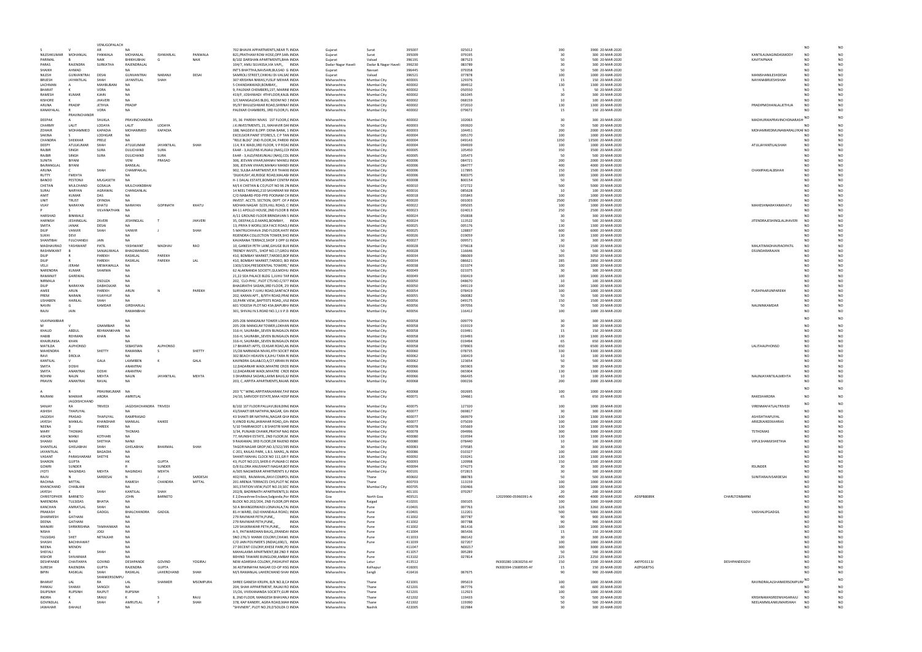| | | | | | | | | | | | | | | | | | | | | |
|---|---|---|---|---|---|---|---|---|---|---|---|---|---|---|---|---|---|---|---|---|
| S | V | VENUGOPALACH AR | NA | | | 702 BHAVIK APPARTMENTS,NEAR TI | INDIA | Gujarat | Surat | 395007 | 025012 | | 390 | 3900 | 20-MAR-2020 | | | | ND | ND |
| NILESHKUMAR | MOHANLAL | PANWALA | MOHANLAL | ISHWARLAL | PANWALA | B21,PRATHAM ROW HOSE,OPP.SAI | INDIA | Gujarat | Surat | 395009 | 079195 | | 30 | 300 | 20-MAR-2020 | | | KANTILALNAGINDASMODY | ND | ND |
| PARIMAL | B | NAIK | BHIKHUBHAI | G | NAIK | B/102 DARSHAN APARTMENTS,BHA | INDIA | Gujarat | Valsad | 396191 | 087523 | | 50 | 500 | 20-MAR-2020 | | | KAVITAPNAIK | ND | ND |
| PARAS | RAJENDRA | SURKATHA | RAJENDRALAL | | | 104/7, AMLI SILVASSA,VIA VAPI,, | INDIA | Dadar Nagar Haveli | Dadar & Nagar Haveli | 396230 | 083789 | | 30 | 300 | 20-MAR-2020 | | | | ND | ND |
| SHAIKH | AHMAD | | NA | | | INT'S BHATTHA,NAVSARI,BULSAD G | INDIA | Gujarat | Navsari | 396445 | 079358 | | 50 | 500 | 20-MAR-2020 | | | | ND | ND |
| NILESH | GUNVANTRAI | DESAI | GUNVANTRAI | NARANJI | DESAI | SAMROLI STREET,CHIKHLI DI-VALSAD | INDIA | Gujarat | Valsad | 396521 | 077878 | | 100 | 1000 | 20-MAR-2020 | | | MANISHANILESHDESAI | ND | ND |
| BRIJESH | JAYANTILAL | SHAH | JAYANTILAL | SHAH | | 307 KRISHNA NIWAS,YUSUF MEHAR | INDIA | Maharashtra | Mumbai City | 400001 | 129376 | | 15 | 150 | 20-MAR-2020 | | | NAYANABRIJESHSHAH | ND | ND |
| LACHMAN | A | MAHBUBANI | NA | | | 5 CHANDANWADI,BOMBAY,, | INDIA | Maharashtra | Mumbai City | 400002 | 004912 | | 130 | 1300 | 20-MAR-2020 | | | | ND | ND |
| BHARAT | K | VORA | NA | | | 9, PALEKAR CHEMBERS,1ST, MARINE | INDIA | Maharashtra | Mumbai City | 400002 | 050550 | | 5 | 50 | 20-MAR-2020 | | | | ND | ND |
| RAMESH | KUMAR | KJAIN | NA | | | 419/F, JOSHIWADI 4THFLOOR,KALB | INDIA | Maharashtra | Mumbai City | 400002 | 061045 | | 30 | 300 | 20-MAR-2020 | | | | ND | ND |
| KISHORE | K | JHAVERI | NA | | | 3/C MANGALDAS BLDG, ROOM NO 3 | INDIA | Maharashtra | Mumbai City | 400002 | 068159 | | 10 | 100 | 20-MAR-2020 | | | | ND | ND |
| ARUNA | PRADIP | JETHVA | PRADIP | | | 95/97 BHULESHWAR ROAD,SHRINAT | INDIA | Maharashtra | Mumbai City | 400002 | 072010 | | 130 | 1300 | 20-MAR-2020 | | | PRADIPMOHANLALJETHVA | ND | ND |
| KANAIYALAL | R | VORA | NA | | | PALEKAR CHAMBERS, 3RD FLOOR,FL | INDIA | Maharashtra | Mumbai City | 400002 | 079672 | | 15 | 150 | 20-MAR-2020 | | | | ND | ND |
| DEEPAK | PRAVINCHANDR A | SHUKLA | PRAVINCHANDRA | | | 35, 36 PAREKH NIVAS 1ST FLOOR,G | INDIA | Maharashtra | Mumbai City | 400002 | 102063 | | 30 | 300 | 20-MAR-2020 | | | MADHURIKAPRAVINCHANDRASH | ND | ND |
| CHARMY | LALIT | LODAYA | LALIT | LODAYA | | J.K INVESTMENTS, 21, MAHAVIR DAI | INDIA | Maharashtra | Mumbai City | 400003 | 093920 | | 50 | 500 | 20-MAR-2020 | | | | ND | ND |
| ZOHAIR | MOHAMMED | KAPADIA | MOHAMMED | KAPADIA | | 188, NAGDEVI B,OPP: DENA BANK, 1 | INDIA | Maharashtra | Mumbai City | 400003 | 104451 | | 200 | 2000 | 20-MAR-2020 | | | MOHAMMEDMUNAWARALLYKAP | ND | ND |
| SAKINA | S | LODHGAR | NA | | | EXCELSIOR PAINT STORES,5, C P TAN | INDIA | Maharashtra | Mumbai City | 400004 | 005170 | | 100 | 1000 | 20-MAR-2020 | | | | ND | ND |
| CHANDRA | SHEKHAR | PRELE | NA | | | "RELE BLDG" 2ND FLOOR,34, PAREKH | INDIA | Maharashtra | Mumbai City | 400004 | 049143 | | 1350 | 13500 | 20-MAR-2020 | | | | ND | ND |
| DEEPY | ATULKUMAR | SHAH | ATULKUMAR | JAYANTILAL | SHAH | 114, R.K WADI,3RD FLOOR, V P ROAI | INDIA | Maharashtra | Mumbai City | 400004 | 094939 | | 100 | 1000 | 20-MAR-2020 | | | ATULJAYANTILALSHAH | ND | ND |
| RAJBIR | SINGH | SURA | DULICHAND | SURA | | EAAR - 3,ALD/INS KUNJALI (NAS),COL | INDIA | Maharashtra | Mumbai City | 400005 | 105450 | | 350 | 3500 | 20-MAR-2020 | | | | ND | ND |
| RAJBIR | SINGH | SURA | DULICHAND | SURA | | EAAR - 3,ALD/INSKUNJALI (NAS),COL | INDIA | Maharashtra | Mumbai City | 400005 | 105473 | | 50 | 500 | 20-MAR-2020 | | | | ND | ND |
| SUNITA | BIYANI | | VENI | PRASAD | | 306, JEEVAN VIHAR,MANAV MANDI | INDIA | Maharashtra | Mumbai City | 400006 | 084721 | | 200 | 2000 | 20-MAR-2020 | | | | ND | ND |
| BAJRANGLAL | BIYANI | | BANSILAL | | | 306, JEEVAN VIHAR,MANAV MANDI | INDIA | Maharashtra | Mumbai City | 400006 | 084777 | | 400 | 4000 | 20-MAR-2020 | | | | ND | ND |
| ARUNA | C | SHAH | CHAMPAKLAL | | | 902, SULBA APARTMENT,R R THAKKI | INDIA | Maharashtra | Mumbai City | 400006 | 117895 | | 150 | 1500 | 20-MAR-2020 | | | CHAMPAKLALBSHAH | ND | ND |
| RUTTY | FMEHTA | | NA | | | 'DILKHUSH',40,RIDGE ROAD,MALABA | INDIA | Maharashtra | Mumbai City | 400006 | R00375 | | 100 | 1000 | 20-MAR-2020 | | | | ND | ND |
| BANOO | PESTONJI | MUGASETH | NA | | | H-1 DALAL ESTATE,BOMBAY CENTR | INDIA | Maharashtra | Mumbai City | 400008 | B00154 | | 50 | 500 | 20-MAR-2020 | | | | ND | ND |
| CHETAN | MULCHAND | GOSALIA | MULCHANDBHAI | | | M/S K CHETAN & CO,PLOT NO 96 2N | INDIA | Maharashtra | Mumbai City | 400010 | 072722 | | 500 | 5000 | 20-MAR-2020 | | | | ND | ND |
| SURAJ | NARYAN | AGRAWAL | CHANGANLAL | | | 14 NEEL TARANG,210 SAVARKAR M | INDIA | Maharashtra | Mumbai City | 400016 | 085628 | | 10 | 100 | 20-MAR-2020 | | | | ND | ND |
| AMIT | KUMAR | DAS | NA | | | C/O NABARD-PDD-PPD POONAM CH | INDIA | Maharashtra | Mumbai City | 400018 | 035843 | | 100 | 1000 | 20-MAR-2020 | | | | ND | ND |
| UNIT | TRUST | OFINDIA | NA | | | INVEST. ACCTS. SECTION, DEPT. OF A | INDIA | Maharashtra | Mumbai City | 400020 | 001003 | | 2500 | 25000 | 20-MAR-2020 | | | | ND | ND |
| VIJAY | NARAYAN | KHATU | NARAYAN | GOPINATH | KHATU | MOHAN NAGAR D/29,HILL ROAD, C | INDIA | Maharashtra | Mumbai City | 400022 | 095035 | | 100 | 1000 | 20-MAR-2020 | | | MAHESHNARAYANKHATU | ND | ND |
| P | S | VILVANATHAN | NA | | | 84-11 APOLLO HOUSE,2ND FLOOR B | INDIA | Maharashtra | Mumbai City | 400023 | 024013 | | 250 | 2500 | 20-MAR-2020 | | | | ND | ND |
| HARSHAD | BINIWALE | | NA | | | A/11 GROUND FLOOR BRINDAVAN S | INDIA | Maharashtra | Mumbai City | 400024 | 050838 | | 30 | 300 | 20-MAR-2020 | | | | ND | ND |
| HARNISH | JESHINGLAL | ZAVERI | JESHINGLAL | T | JHAVERI | 35, DEEPAK,G.D.MARG,BOMBAY, | INDIA | Maharashtra | Mumbai City | 400024 | 113522 | | 50 | 500 | 20-MAR-2020 | | | JITENDRAJESHINGLALJHAVERI | ND | ND |
| SMITA | JANAK | DESAI | NA | | | 13, PRIYA 9 WORLI,SEA FACE ROAD, | INDIA | Maharashtra | Mumbai City | 400025 | 005176 | | 130 | 1300 | 20-MAR-2020 | | | | ND | ND |
| DILIP | VANVIR | SHAH | VANVIR | J | SHAH | 5 MATRUCHHAYA 2ND FLOOR,HATI | INDIA | Maharashtra | Mumbai City | 400025 | 128837 | | 600 | 6000 | 20-MAR-2020 | | | | ND | ND |
| SUKHI | DEVI | | NA | | | REJENDRA COLLECTION TOWER,SHO | INDIA | Maharashtra | Mumbai City | 400026 | 019059 | | 130 | 1300 | 20-MAR-2020 | | | | ND | ND |
| SHANTIBAI | FULCHANDJI | JAIN | NA | | | KAVARANA TERRACE,SHOP 3 OPP GI | INDIA | Maharashtra | Mumbai City | 400027 | 009571 | | 30 | 300 | 20-MAR-2020 | | | | ND | ND |
| MADHAVRAO | YASHWANT | PATIL | YASHWANT | MADHAV | RAO | 10, GANESH PETH LANE,GHUGE BUII | INDIA | Maharashtra | Mumbai City | 400028 | 079618 | | 150 | 1500 | 20-MAR-2020 | | | MALATIMADHAVRAOPATIL | ND | ND |
| RASHMIKANT | B | SANJALIWALA | BHAGWANDAS | | | TRENDY INVSTS., SHOP NO.17,GROU | INDIA | Maharashtra | Mumbai City | 400028 | 116646 | | 50 | 500 | 20-MAR-2020 | | | DSUNDARARAJAN | ND | ND |
| DILIP | R | PAREKH | RASIKLAL | PAREKH | | 410, BOMBAY MARKET,TARDEO,BOI | INDIA | Maharashtra | Mumbai City | 400034 | 086069 | | 305 | 3050 | 20-MAR-2020 | | | | ND | ND |
| DILIP | R | PAREKH | RASIKLAL | PAREKH | LAL | 410, BOMBAY MARKET,TARDEO, BO | INDIA | Maharashtra | Mumbai City | 400034 | 086621 | | 285 | 2850 | 20-MAR-2020 | | | | ND | ND |
| VELJI | JERAM | MEWAWALLA | NA | | | 1303/1304,PRESIDENTIAL TOWERS,' | INDIA | Maharashtra | Mumbai City | 400038 | 023374 | | 100 | 1000 | 20-MAR-2020 | | | | ND | ND |
| NARENDRA | KUMAR | SHARMA | NA | | | 62 ALAKNANDA SOCIETY,GULMOHU | INDIA | Maharashtra | Mumbai City | 400049 | 023375 | | 30 | 300 | 20-MAR-2020 | | | | ND | ND |
| RAMANJIT | GAREWAL | | NA | | | 21,22 SEA PALACE BLDG 1,JUHU TAF | INDIA | Maharashtra | Mumbai City | 400049 | 030419 | | 100 | 1000 | 20-MAR-2020 | | | | ND | ND |
| NIRMALA | F | DSOUZA | NA | | | 202, 'CLO-PHIL', PLOT CTS NO.C/377 | INDIA | Maharashtra | Mumbai City | 400050 | 048670 | | 10 | 100 | 20-MAR-2020 | | | | ND | ND |
| DILIP | NARAYAN | DABHOLKAR | NA | | | BHAGIRATHI SADAN,3RD FLOOR, 25 | INDIA | Maharashtra | Mumbai City | 400050 | 049119 | | 100 | 1000 | 20-MAR-2020 | | | | ND | ND |
| AMEE | ARUN | PAREKH | ARUN | N | PAREKH | SURYADAYA 7 JUHU ROAD,SANTACR | INDIA | Maharashtra | Mumbai City | 400054 | 078419 | | 100 | 1000 | 20-MAR-2020 | | | PUSHPAARUNPAREKH | ND | ND |
| PREM | NARAIN | VIJAYHUF | NA | | | 202, KARAN APT., 8/9TH ROAD,PRAB | INDIA | Maharashtra | Mumbai City | 400055 | 060082 | | 50 | 500 | 20-MAR-2020 | | | | ND | ND |
| USHABEN | HARILAL | SHAH | NA | | | 10,PARK VIEW,,BAPTISTS ROAD,,VILE | INDIA | Maharashtra | Mumbai City | 400056 | 049175 | | 150 | 1500 | 20-MAR-2020 | | | | ND | ND |
| NAVIN | G | KAMDAR | GIRDHARLAL | | | 601 YOGESH PLOT NO 43A,BAPUBH | INDIA | Maharashtra | Mumbai City | 400056 | 097056 | | 50 | 500 | 20-MAR-2020 | | | NALININKAMDAR | ND | ND |
| RAJIV | JAIN | | RAMANBHAI | | | 301, SHIVALI N.S.ROAD NO.1,J.V.P.D. | INDIA | Maharashtra | Mumbai City | 400056 | 116412 | | 100 | 1000 | 20-MAR-2020 | | | | ND | ND |
| VIJAYNAMBIAR | | | NA | | | 205-206 MANGNUM TOWER LOKHA | INDIA | Maharashtra | Mumbai City | 400058 | 009779 | | 30 | 300 | 20-MAR-2020 | | | | ND | ND |
| M | V | GNAMBIAR | NA | | | 205-206 MANGUM TOWER,LOKHAN | INDIA | Maharashtra | Mumbai City | 400058 | 019319 | | 30 | 300 | 20-MAR-2020 | | | | ND | ND |
| KHALID | ABDUL | REHMANKHAN | NA | | | 316-H, SAURABH,,SEVEN BUNGALOV | INDIA | Maharashtra | Mumbai City | 400058 | 019491 | | 15 | 150 | 20-MAR-2020 | | | | ND | ND |
| HABIB | REHMAN | KHAN | NA | | | 316-H, SAURABH,,SEVEN BUNGALOV | INDIA | Maharashtra | Mumbai City | 400058 | 019493 | | 130 | 1300 | 20-MAR-2020 | | | | ND | ND |
| KHAIRUNISA | KHAN | | NA | | | 316-H, SAURABH,,SEVEN BUNGALOV | INDIA | Maharashtra | Mumbai City | 400058 | 019494 | | 65 | 650 | 20-MAR-2020 | | | | ND | ND |
| MATILDA | ALPHONSO | | SEBASTIAN | ALPHONSO | | 17 BHARATI APTS, CEASAR ROAD,AN | INDIA | Maharashtra | Mumbai City | 400058 | 078903 | | 650 | 6500 | 20-MAR-2020 | | | LALITAALPHONSO | ND | ND |
| MAHENDRA | R | SHETTY | RAMANNA | S | SHETTY | 15/28 NARMADA NIVAS,4TH SOCIET | INDIA | Maharashtra | Mumbai City | 400060 | 078735 | | 330 | 3300 | 20-MAR-2020 | | | | ND | ND |
| RAVI | DROLIA | | NA | | | 302 BEACH HEAVEN II,JUHU TARA RI | INDIA | Maharashtra | Mumbai City | 400062 | 100419 | | 10 | 100 | 20-MAR-2020 | | | | ND | ND |
| KANTILAL | V | GALA | LAXMIBEN | K | GALA | KAVINDRA GALA&CO,A/27,KIRAN IN | INDIA | Maharashtra | Mumbai City | 400062 | 123654 | | 50 | 500 | 20-MAR-2020 | | | | ND | ND |
| SMITA | DOSHI | | ANANTRAI | | | 12,DADARKAR WADI,MHATRE CROS | INDIA | Maharashtra | Mumbai City | 400066 | 065903 | | 30 | 300 | 20-MAR-2020 | | | | ND | ND |
| SMITA | ANANTRAI | DOSHI | ANANTRAI | | | 12,DADARKAR WADI,MHATRE CROS | INDIA | Maharashtra | Mumbai City | 400066 | 065904 | | 130 | 1300 | 20-MAR-2020 | | | | ND | ND |
| ROHINI | NALIN | MEHTA | NALIN | JAYANTILAL | MEHTA | 3 DHARMAJI SADAN,LAXMI BAUG,K | INDIA | Maharashtra | Mumbai City | 400066 | 066435 | | 10 | 100 | 20-MAR-2020 | | | NALINJAYANTILALMEHTA | ND | ND |
| PRAVIN | ANANTRAI | RAVAL | NA | | | 203, C,ARPITA APARTMENTS,RAJAR | INDIA | Maharashtra | Mumbai City | 400068 | 000236 | | 200 | 2000 | 20-MAR-2020 | | | | ND | ND |
| A | R | PRAVINKUMAR | NA | | | 203 "C" WING ARPITARAJARAM,TAV | INDIA | Maharashtra | Mumbai City | 400068 | 002695 | | 100 | 1000 | 20-MAR-2020 | | | | ND | ND |
| RAJRANI | MAKKAR | ARORA | AMRITLAL | | | 24/10, SARVODY ESTATE,MAA HOSP | INDIA | Maharashtra | Mumbai City | 400071 | 104661 | | 65 | 650 | 20-MAR-2020 | | | RAKESHARORA | ND | ND |
| SANJAY | JAGDISHCHAND RA | TRIVEDI | JAGDISHCHANDRA | TRIVEDI | | B/102 1ST FLOOR PALLAVI,BUILDING | INDIA | Maharashtra | Mumbai City | 400075 | 127320 | | 100 | 1000 | 20-MAR-2020 | | | VIRENMAFATLALTRIVEDI | ND | ND |
| ASHISH | THAPLIYAL | | NA | | | 43/SHAKTI BR NATHPAI,NAGAR, GH | INDIA | Maharashtra | Mumbai City | 400077 | 069817 | | 30 | 300 | 20-MAR-2020 | | | | ND | ND |
| JAGDISH | PRASAD | THAPLIYAL | RAMPRASAD | | | 43 SHAKTI BR NATHPAI,NAGAR GHA | INDIA | Maharashtra | Mumbai City | 400077 | 069979 | | 130 | 1300 | 20-MAR-2020 | | | ASHISHTHAPLIYAL | ND | ND |
| JAYESH | MANILAL | KHANDHAR | MANILAL | KAIKEE | | 5,VINOD KUNJ,JAWAHAR ROAD,,GH | INDIA | Maharashtra | Mumbai City | 400077 | 075039 | | 100 | 1000 | 20-MAR-2020 | | | ARIEZKAIKEEKAHRAS | ND | ND |
| NEENA | D | PAREEK | NA | | | 5/10 TAMRAKOOT L B SHASTRI MAR | INDIA | Maharashtra | Mumbai City | 400078 | 035669 | | 130 | 1300 | 20-MAR-2020 | | | | ND | ND |
| MARY | THOMAS | | THOMAS | | | 3/34, PUNJABI CHAWK,PRATAP NAG | INDIA | Maharashtra | Mumbai City | 400078 | 094996 | | 300 | 3000 | 20-MAR-2020 | | | TSTHOMAS | ND | ND |
| ASHOK | MANJI | KOTHARI | NA | | | 77, MUNSHI ESTATE, 2ND FLOOR,M | INDIA | Maharashtra | Mumbai City | 400080 | 019594 | | 130 | 1300 | 20-MAR-2020 | | | | ND | ND |
| SHAMJI | NANJI | SHETHIA | NANJI | | | 9 RAJKAMAL 3RD FLOOR,DR RAJEND | INDIA | Maharashtra | Mumbai City | 400080 | 078440 | | 10 | 100 | 20-MAR-2020 | | | VIPULSHAMJISHETHIA | ND | ND |
| SHANTILAL | GHELABHAI | SHAH | GHELABHAI | BHARMAL | SHAH | TAGOR NAGAR GROP.NO.3/322/395 | INDIA | Maharashtra | Mumbai City | 400083 | 079585 | | 30 | 300 | 20-MAR-2020 | | | | ND | ND |
| JAYANTILAL | A | BAGADIA | NA | | | C-201, KAILAS PARK, L.B.S. MARG,,N | INDIA | Maharashtra | Mumbai City | 400086 | 010327 | | 100 | 1000 | 20-MAR-2020 | | | | ND | ND |
| VASANT | PARASHARAM | SHETYE | NA | | | SHANTI MAHAL CLOCK NO 111,GR F | INDIA | Maharashtra | Mumbai City | 400092 | 019241 | | 130 | 1300 | 20-MAR-2020 | | | | ND | ND |
| SHARON | GUPTA | | HK | GUPTA | | 43, PLOT NO.215,SHER-E-PUNJAB CI | INDIA | Maharashtra | Mumbai City | 400093 | 120998 | | 150 | 1500 | 20-MAR-2020 | | | | ND | ND |
| GOWRI | SUNDER | | R | SUNDER | | D/8 ELLORA ANUSHAKTI NAGAR,BO | INDIA | Maharashtra | Mumbai City | 400094 | 074273 | | 30 | 300 | 20-MAR-2020 | | | RSUNDER | ND | ND |
| JYOTI | NAGINDAS | MEHTA | NAGINDAS | MEHTA | | A/305 NAGWEKAR APARTMENTS II,/ | INDIA | Maharashtra | Mumbai City | 400101 | 072815 | | 30 | 300 | 20-MAR-2020 | | | | ND | ND |
| RAJIV | N | SARDESAI | N | J | SARDESAI | 402/403, RAJMAHAL,RAVI COMPOU | INDIA | Maharashtra | Thane | 400602 | 088783 | | 50 | 500 | 20-MAR-2020 | | | SUNITARAJIVSARDESAI | ND | ND |
| RACHNA | MITTAL | | RAMESH | CHANDRA | MITTAL | 201 ARENJA TERRACES CHS,PLOT NC | INDIA | Maharashtra | Thane | 400703 | 113159 | | 100 | 1000 | 20-MAR-2020 | | | | ND | ND |
| RAHCHAND | CHABLANI | | NA | | | 301,STATION VIEW,PLOT NO.19,SEC | INDIA | Maharashtra | Mumbai City | 400705 | 030466 | | 100 | 1000 | 20-MAR-2020 | | | | ND | ND |
| JAYESH | K | SHAH | KANTILAL | SHAH | | 202/B, BADRINATH APARTMENTS,SI | INDIA | Maharashtra | | 401101 | 070297 | | 20 | 200 | 20-MAR-2020 | | | | ND | ND |
| CHRISTOPHER | BARNETO | | JOHN | BARNETO | | E 2,Dewashree Enclave,Saligonda,Por | INDIA | Goa | North Goa | 403521 | | 12029900-05960391-A | 400 | 4000 | 20-MAR-2020 | ADSPB8089K | CHARLTONBARNI | | ND | ND |
| NARENDRA | TULSIDAS | BHATIA | NA | | | BLOCK NO.202/204, 2ND FLOOR,OPI | INDIA | Maharashtra | Raigad | 410201 | 030105 | | 100 | 1000 | 20-MAR-2020 | | | | ND | ND |
| KANCHAN | AMRATLAL | SHAH | NA | | | 50 A BHANGERWADI LONAVALA,TAL | INDIA | Maharashtra | Pune | 410401 | 007763 | | 326 | 3260 | 20-MAR-2020 | | | | ND | ND |
| PRAKASH | B | GADGIL | BHALCHANDRA | GADGIL | | 81-H WARD, OLD KHANDALA ROAD,I | INDIA | Maharashtra | Pune | 410401 | 112201 | | 500 | 5000 | 20-MAR-2020 | | | VAISHALIPGADGIL | ND | ND |
| DHARMESH | GATHANI | | NA | | | 279 RAVIWAR PETH,PUNE,, | INDIA | Maharashtra | Pune | 411002 | 007787 | | 90 | 900 | 20-MAR-2020 | | | | ND | ND |
| DEENA | GATHANI | | NA | | | 279 RAVIWAR PETH,PUNE,, | INDIA | Maharashtra | Pune | 411002 | 007788 | | 90 | 900 | 20-MAR-2020 | | | | ND | ND |
| MANJIRI | SHRIKRISHNA | TAMHANKAR | NA | | | 129 SHUKRAWAR PETH,PUNE,, | INDIA | Maharashtra | Pune | 411002 | 061416 | | 100 | 1000 | 20-MAR-2020 | | | | ND | ND |
| NISHA | S | JOGI | NA | | | A-5, PATWARDHAN BAUG,,ERANDAV | INDIA | Maharashtra | Pune | 411004 | 065436 | | 15 | 150 | 20-MAR-2020 | | | | ND | ND |
| TULSIDAS | SHET | NETALKAR | NA | | | SNO 276/3 MANIK COLONY,CHAKL | INDIA | Maharashtra | Pune | 411033 | 060142 | | 30 | 300 | 20-MAR-2020 | | | | ND | ND |
| SHASHI | BACHHAWAT | | NA | | | C/O JAIN POLYMER'S (INDIA),690/1, | INDIA | Maharashtra | Pune | 411039 | 027307 | | 100 | 1000 | 20-MAR-2020 | | | | ND | ND |
| NEENA | MENON | | NA | | | 27 DECENT COLONY,KHESE PARK,PO | INDIA | Maharashtra | | 411047 | N00217 | | 300 | 3000 | 20-MAR-2020 | | | | ND | ND |
| SHEFALI | K | SHAH | NA | | | MAHALAXMI APARTMENT,88 2ND F | INDIA | Maharashtra | Pune | 411057 | 005289 | | 50 | 500 | 20-MAR-2020 | | | | ND | ND |
| KISHOR | SHIVARKAR | | NA | | | BEHIND TAWARE BUNGLOW,AMBAF | INDIA | Maharashtra | Pune | 413102 | 027814 | | 225 | 2250 | 20-MAR-2020 | | | | ND | ND |
| DESHPANDE | CHAITANYA | GOVIND | DESHPANDE | GOVIND | YOGIRAJ | NEW ADARSHA COLONY,,PASHUPAT | INDIA | Maharashtra | Latur | 413512 | | IN300280-10630256-A | 150 | 1500 | 20-MAR-2020 | AKFPD3113J | DESHPANDEGOV | | ND | ND |
| SURESH | RAJENDRA | GUPTA | RAJENDRA | GUPTA | | 36 ASTWINAYAK NAGAR CO-OP HSG | INDIA | Maharashtra | Kolhapur | 416001 | | IN300394-15689595-A | 15 | 150 | 20-MAR-2020 | AIZPG6875G | | | ND | ND |
| BIPIN | RASIKLAL | SHAH | RASIKLAL | LAHERCHAND | SHAH | M/S RAMANLAL LAHERCHAND SHA | INDIA | Maharashtra | Sangli | 416416 | 067675 | | 90 | 900 | 20-MAR-2020 | | | | ND | ND |
| BHARAT | LAL | SHANKERSOMPUR A | LAL | SHANKER | MSOMPURA | SHREE GANESH KRUPA, B/X NO.8,CA | INDIA | Maharashtra | Thane | 421001 | 095619 | | 100 | 1000 | 20-MAR-2020 | | | RAVINDRALALSHANKERSOMPUR | ND | ND |
| PANKAJ | SHAMJI | SANGOI | NA | | | 204, SHAH APPARTMENT, RAJAJI RO | INDIA | Maharashtra | Thane | 421201 | 067776 | | 60 | 600 | 20-MAR-2020 | | | | ND | ND |
| DILIPSINH | RUPSINH | RAJPUT | RUPSINH | | | 15/26, VIVEKANANDA SOCIETY,GURI | INDIA | Maharashtra | Thane | 421201 | 112923 | | 100 | 1000 | 20-MAR-2020 | | | | ND | ND |
| INDIRA | K | SRAJU | K | S | RAJU | B, 2ND FLOOR, MANGESH BHAVAN,E | INDIA | Maharashtra | Thane | 421202 | 119433 | | 50 | 500 | 20-MAR-2020 | | | KRISHNAMASREENIVASARAJU | ND | ND |
| GOVINDLAL | A | SHAH | AMRUTLAL | P | SHAH | 378, KAP KANERY, AGRA ROAD,MAH | INDIA | Maharashtra | Thane | 421302 | 119390 | | 50 | 500 | 20-MAR-2020 | | | NEELAMMILANKUMARSHAH | ND | ND |
| JAWAHAR | DAHALE | | NA | | | "SHIVNERI", PLOT NO.29,D'SOUZA C | INDIA | Maharashtra | Nashik | 422005 | 022984 | | 30 | 300 | 20-MAR-2020 | | | | ND | ND |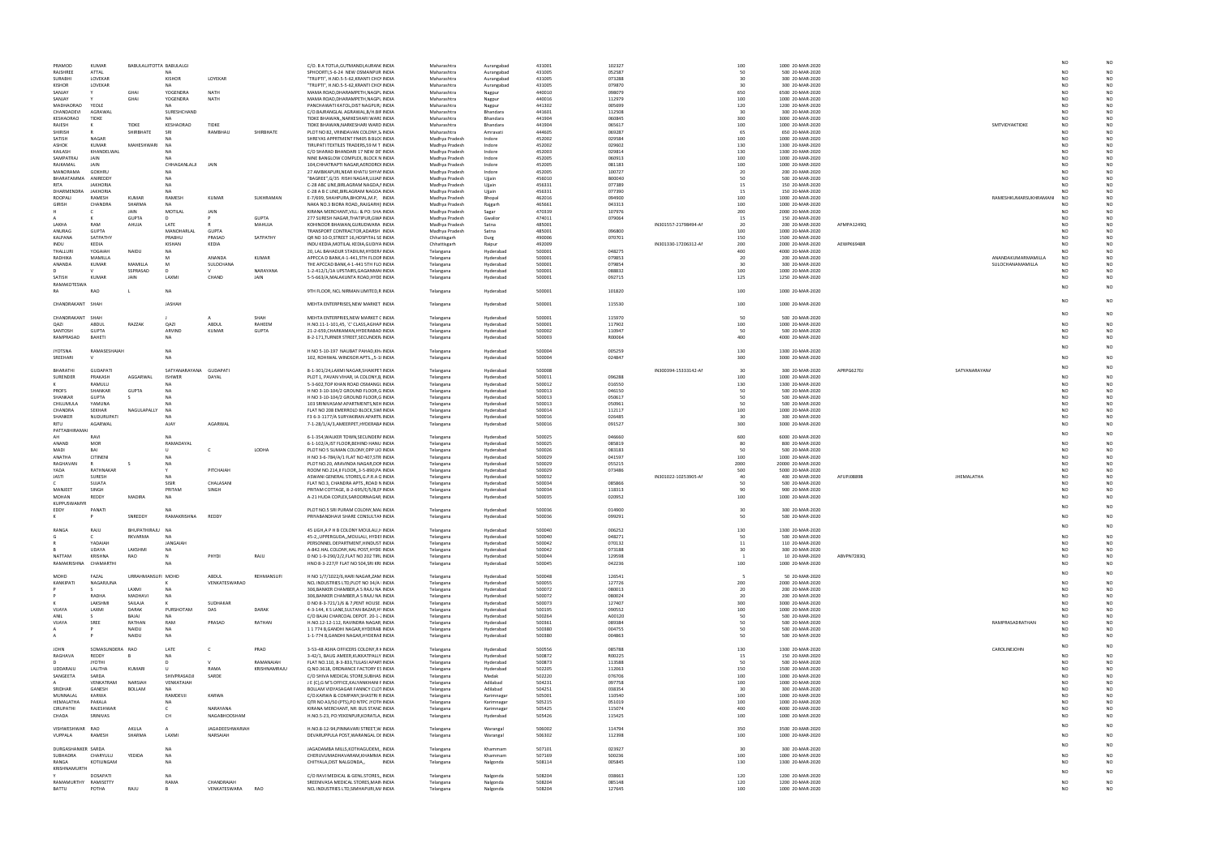| | | | | | | | | | | | | | | | | | | | |
|---|---|---|---|---|---|---|---|---|---|---|---|---|---|---|---|---|---|---|---|
| PRAMOD | KUMAR | BABULALJITOTTA | BABULALGI | | | C/O. B A TOTLA,GUTMANDI,AURANK | INDIA | Maharashtra | Aurangabad | 431001 | 102327 | | 100 | 1000 | 20-MAR-2020 | | | NO | NO |
| RAJSHREE | ATTAL | | NA | | | SPHOORTI,5-6-24 NEW OSMANPUR | INDIA | Maharashtra | Aurangabad | 431005 | 052587 | | 50 | 500 | 20-MAR-2020 | | | NO | NO |
| SURABHI | LOVEKAR | | KISHOR | LOVEKAR | | "TRUPTI", H.NO.5-5-62,KRANTI CHO | INDIA | Maharashtra | Aurangabad | 431005 | 073288 | | 30 | 300 | 20-MAR-2020 | | | NO | NO |
| KISHOR | LOVEKAR | | NA | | | "TRUPTI", H.NO.5-5-62,KRANTI CHO | INDIA | Maharashtra | Aurangabad | 431005 | 079870 | | 30 | 300 | 20-MAR-2020 | | | NO | NO |
| SANJAY | Y | GHAI | YOGENDRA | NATH | | MAMA ROAD,DHARAMPETH,NAGPU | INDIA | Maharashtra | Nagpur | 440010 | 098079 | | 650 | 6500 | 20-MAR-2020 | | | NO | NO |
| SANJAY | Y | GHAI | YOGENDRA | NATH | | MAMA ROAD,DHARAMPETH,NAGPU | INDIA | Maharashtra | Nagpur | 440016 | 112979 | | 100 | 1000 | 20-MAR-2020 | | | NO | NO |
| MADHAORAO | YEOLE | | NA | | | PANCHAWATI KATOL,DIST NAGPUR,I | INDIA | Maharashtra | Nagpur | 441302 | 005699 | | 120 | 1200 | 20-MAR-2020 | | | NO | NO |
| CHANDADEVI | AGRAWAL | | SURESHCHAND | | | C/O BAJRANGLAL AGRAWAL,B/H,BF | INDIA | Maharashtra | Bhandara | 441601 | 112508 | | 30 | 300 | 20-MAR-2020 | | | NO | NO |
| KESHAORAO | TIDKE | | NA | | | TIDKE BHAWAN,,NARKESHARI WARD | INDIA | Maharashtra | Bhandara | 441904 | 060845 | | 300 | 3000 | 20-MAR-2020 | | | NO | NO |
| RAJESH | K | TIDKE | KESHAORAO | TIDKE | | TIDKE BHAWAN,NARKESHARI WARD | INDIA | Maharashtra | Bhandara | 441904 | 065617 | | 100 | 1000 | 20-MAR-2020 | | SMTVIDYAKTIDKE | NO | NO |
| SHIRISH | R | SHIRBHATE | SRI | RAMBHAU | SHIRBHATE | PLOT NO.82, VRINDAVAN COLONY,S | INDIA | Maharashtra | Amravati | 444605 | 069287 | | 65 | 650 | 20-MAR-2020 | | | NO | NO |
| SATISH | NAGAR | | NA | | | SHREYAS APPRTMENT FN405 B BLOC | INDIA | Madhya Pradesh | Indore | 452002 | 029584 | | 100 | 1000 | 20-MAR-2020 | | | NO | NO |
| ASHOK | KUMAR | MAHESHWARI | NA | | | TIRUPATI TEXTILES TRADERS,59 M T | INDIA | Madhya Pradesh | Indore | 452002 | 029602 | | 130 | 1300 | 20-MAR-2020 | | | NO | NO |
| KAILASH | KHANDELWAL | | NA | | | C/O SHARAD BHANDARI 17 NEW DE | INDIA | Madhya Pradesh | Indore | 452003 | 029814 | | 130 | 1300 | 20-MAR-2020 | | | NO | NO |
| SAMPATRAJ | JAIN | | NA | | | NINE BANGLOW COMPLEX, BLOCK N | INDIA | Madhya Pradesh | Indore | 452005 | 060913 | | 100 | 1000 | 20-MAR-2020 | | | NO | NO |
| RAJKAMAL | JAIN | | CHHAGANLALJI | JAIN | | 104,CHHATRAPTI NAGAR,AERODRO | INDIA | Madhya Pradesh | Indore | 452005 | 081183 | | 100 | 1000 | 20-MAR-2020 | | | NO | NO |
| MANORAMA | GOKHRU | | NA | | | 27 AMBIKAPURI,NEAR KHATU SHYA | INDIA | Madhya Pradesh | Indore | 452005 | 100727 | | 20 | 200 | 20-MAR-2020 | | | NO | NO |
| BHARATAMMA | ANIREDDY | | NA | | | 6/3/5 RISHI NAGAR,UJJAI | INDIA | Madhya Pradesh | Ujjain | 456010 | 800040 | | 50 | 500 | 20-MAR-2020 | | | NO | NO |
| RITA | JAKHORIA | | NA | | | C-28 ABC LINE,BIRLAGRAM NAGDA,I | INDIA | Madhya Pradesh | Ujjain | 456331 | 077389 | | 15 | 150 | 20-MAR-2020 | | | NO | NO |
| DHARMENDRA | JAKHORIA | | NA | | | C-28 A B C LINE,BIRLAGRAM NAGDA | INDIA | Madhya Pradesh | Ujjain | 456331 | 077390 | | 15 | 150 | 20-MAR-2020 | | | NO | NO |
| ROOPALI | RAMESH | KUMAR | RAMESH | KUMAR | SUKHRAMAN | E-7/699, SHAHPURA,BHOPAL,M.P, | INDIA | Madhya Pradesh | Bhopal | 462016 | 094900 | | 100 | 1000 | 20-MAR-2020 | | RAMESHKUMARSUKHRAMANI | NO | NO |
| GIRISH | CHANDRA | SHARMA | NA | | | NAKA NO.3 BIORA ROAD,,RAJGARH | INDIA | Madhya Pradesh | Rajgarh | 465661 | 043313 | | 100 | 1000 | 20-MAR-2020 | | | NO | NO |
| H | C | JAIN | MOTILAL | JAIN | | KIRANA MERCHANT,VILL: & PO: SHA | INDIA | Madhya Pradesh | Sagar | 470339 | 107976 | | 200 | 2000 | 20-MAR-2020 | | | NO | NO |
| A | K | GUPTA | D | P | GUPTA | 277 SURESH NAGAR,THATIPUR,GWA | INDIA | Madhya Pradesh | Gwalior | 474011 | 079064 | | 15 | 150 | 20-MAR-2020 | | | NO | NO |
| LAKHA | RAM | AHUJA | LATE | R | MAHUJA | KOHINOOR BHAWAN,GURUDWARA | INDIA | Madhya Pradesh | Satna | 485001 | | IN301557-21798494-A | 20 | 200 | 20-MAR-2020 | AFMPA1249Q | | NO | NO |
| ANURAG | GUPTA | | MANOHARLAL | GUPTA | | TRANSPORT CONTRACTOR,ADARSH | INDIA | Madhya Pradesh | Satna | 485001 | 096800 | | 100 | 1000 | 20-MAR-2020 | | | NO | NO |
| KALPANA | SATPATHY | | PRABHU | PRASAD | SATPATHY | QR NO 10-D,STREET 16,HOSPITAL SE | INDIA | Chhattisgarh | Durg | 490006 | 070701 | | 150 | 1500 | 20-MAR-2020 | | | NO | NO |
| INDU | KEDIA | | KISHAN | KEDIA | | INDU KEDIA,MOTILAL KEDIA,GUDIYA | INDIA | Chhattisgarh | Raipur | 492009 | | IN301330-17206312-A | 200 | 2000 | 20-MAR-2020 | AEWPK6948R | | NO | NO |
| THALLURI | YOGAIAH | NAIDU | NA | | | 20, LAL BAHADUR STADIUM,HYDERA | INDIA | Telangana | Hyderabad | 500001 | 048275 | | 400 | 4000 | 20-MAR-2020 | | | NO | NO |
| RADHIKA | MAMILLA | | M | ANANDA | KUMAR | APPCCA O BANK,4-1-441,5TH FLOOR | INDIA | Telangana | Hyderabad | 500001 | 079853 | | 20 | 200 | 20-MAR-2020 | | ANANDAKUMARMAMILLA | NO | NO |
| ANANDA | KUMAR | MAMILLA | M | SULOCHANA | | THE APCCAD BANK,4-1-441 5TH FLO | INDIA | Telangana | Hyderabad | 500001 | 079854 | | 30 | 300 | 20-MAR-2020 | | SULOCHANAMAMILLA | NO | NO |
| D | V | SSPRASAD | D | V | NARAYANA | 1-2-412/1/3A UPSTAIRS,GAGANMA | INDIA | Telangana | Hyderabad | 500001 | 088833 | | 100 | 1000 | 20-MAR-2020 | | | NO | NO |
| SATISH | KUMAR | JAIN | LAXMI | CHAND | JAIN | 5-5-663/A,MALAKUNTA ROAD,HYDE | INDIA | Telangana | Hyderabad | 500001 | 092715 | | 125 | 1250 | 20-MAR-2020 | | | NO | NO |
| RAMAKOTESWARA RA | RAO | L | NA | | | 9TH FLOOR, NCL NIRMAN LIMITED,R | INDIA | Telangana | Hyderabad | 500001 | 101820 | | 100 | 1000 | 20-MAR-2020 | | | NO | NO |
| CHANDRAKANT | SHAH | | JASHAH | | | MEHTA ENTERPRISES,NEW MARKET | INDIA | Telangana | Hyderabad | 500001 | 115530 | | 100 | 1000 | 20-MAR-2020 | | | NO | NO |
| CHANDRAKANT | SHAH | | J | A | SHAH | MEHTA ENTERPRISES,NEW MARKET C | INDIA | Telangana | Hyderabad | 500001 | 115970 | | 50 | 500 | 20-MAR-2020 | | | NO | NO |
| QAZI | ABDUL | RAZZAK | QAZI | ABDUL | RAHEEM | H.NO.11-1-101,45, 'C' CLASS,AGHAP | INDIA | Telangana | Hyderabad | 500001 | 117902 | | 100 | 1000 | 20-MAR-2020 | | | NO | NO |
| SANTOSH | GUPTA | | ARVIND | KUMAR | GUPTA | 21-2-659,CHARKAMAN,HYDERABAD | INDIA | Telangana | Hyderabad | 500002 | 110947 | | 50 | 500 | 20-MAR-2020 | | | NO | NO |
| RAMPRASAD | BAHETI | | NA | | | B-2-171,TURNER STREET,SECUNDER | INDIA | Telangana | Hyderabad | 500003 | R00064 | | 400 | 4000 | 20-MAR-2020 | | | NO | NO |
| JYOTSNA | RAMASESHAIAH | | NA | | | H NO 5-10-197 NAUBAT PAHAD,KH | INDIA | Telangana | Hyderabad | 500004 | 005259 | | 130 | 1300 | 20-MAR-2020 | | | NO | NO |
| SREEHARI | V | | NA | | | 102, ROHIWAL WINDSOR APTS.,,5-1 | INDIA | Telangana | Hyderabad | 500004 | 024847 | | 300 | 3000 | 20-MAR-2020 | | | NO | NO |
| BHARATHI | GUDAPATI | | SATYANARAYANA | GUDAPATI | | 8-1-301/24,LAXMI NAGAR,SHAIKPET | INDIA | Telangana | Hyderabad | 500008 | | IN300394-15333142-A | 30 | 300 | 20-MAR-2020 | APRPG6270J | SATYANARAYANA | NO | NO |
| SURENDER | PRAKASH | AGGARWAL | ISHWER | DAYAL | | PLOT 1, PAVAN VIHAR, IA COLONY,B | INDIA | Telangana | Hyderabad | 500011 | 096288 | | 100 | 1000 | 20-MAR-2020 | | | NO | NO |
| K | RAMULU | | NA | | | 5-3-602,TOP KHAN ROAD OSMANGL | INDIA | Telangana | Hyderabad | 500012 | 016550 | | 130 | 1300 | 20-MAR-2020 | | | NO | NO |
| PROFS | SHANKAR | GUPTA | NA | | | H NO 3-10-104/2 GROUND FLOOR,G | INDIA | Telangana | Hyderabad | 500013 | 046150 | | 50 | 500 | 20-MAR-2020 | | | NO | NO |
| SHANKAR | GUPTA | S | NA | | | H NO 3-10-104/2 GROUND FLOOR,G | INDIA | Telangana | Hyderabad | 500013 | 050617 | | 50 | 500 | 20-MAR-2020 | | | NO | NO |
| CHILUMULA | YAMUNA | | NA | | | 103 SRINIVASAM APARTMENTS,NEH | INDIA | Telangana | Hyderabad | 500013 | 050961 | | 50 | 500 | 20-MAR-2020 | | | NO | NO |
| CHANDRA | SEKHAR | NAGULAPALLY | NA | | | FLAT NO 208 EMERROLD BLOCK,SWI | INDIA | Telangana | Hyderabad | 500014 | 112117 | | 100 | 1000 | 20-MAR-2020 | | | NO | NO |
| SHANKER | NUDURUPATI | | NA | | | F3 6-3-1177/A SURYAKIRAN APARTN | INDIA | Telangana | Hyderabad | 500016 | 026485 | | 30 | 300 | 20-MAR-2020 | | | NO | NO |
| RITU | AGARWAL | | AJAY | AGARWAL | | 7-1-28/1/A/3,AMEERPET,HYDERABA | INDIA | Telangana | Hyderabad | 500016 | 091527 | | 300 | 3000 | 20-MAR-2020 | | | NO | NO |
| PATTABHIRAMAIAH | RAVI | | NA | | | 6-1-354,WALKER TOWN,SECUNDER | INDIA | Telangana | Hyderabad | 500025 | 046660 | | 600 | 6000 | 20-MAR-2020 | | | NO | NO |
| ANAND | MOR | | RAMADAYAL | | | 6-1-102/A,IST FLOOR,BEHIND HANU | INDIA | Telangana | Hyderabad | 500025 | 085819 | | 80 | 800 | 20-MAR-2020 | | | NO | NO |
| MADI | BAI | | U | C | LODHA | PLOT NO 5 SUMAN COLONY,OPP LIO | INDIA | Telangana | Hyderabad | 500026 | 083183 | | 50 | 500 | 20-MAR-2020 | | | NO | NO |
| ANATHA | CITINENI | | NA | | | H NO 3-6-784/A/1 FLAT NO 407,STR | INDIA | Telangana | Hyderabad | 500029 | 041597 | | 100 | 1000 | 20-MAR-2020 | | | NO | NO |
| RAGHAVAN | R | S | NA | | | PLOT NO.20, ARAVINDA NAGAR,DON | INDIA | Telangana | Hyderabad | 500029 | 055215 | | 2000 | 20000 | 20-MAR-2020 | | | NO | NO |
| YADA | RATHNAKAR | | Y | PITCHAIAH | | ROOM NO.214,II FLOOR,,3-5-890,PA | INDIA | Telangana | Hyderabad | 500029 | 073486 | | 500 | 5000 | 20-MAR-2020 | | | NO | NO |
| JASTI | SURESH | | NA | | | ASWANI GENERAL STORES,G.P.R A Q | INDIA | Telangana | Hyderabad | 500032 | | IN301022-10253905-A | 40 | 400 | 20-MAR-2020 | AFUPJ0889B | JHEMALATHA | NO | NO |
| C | SUJATA | | SISIR | CHALASANI | | FLAT NO.3, CHANDRA APTS.,ROAD N | INDIA | Telangana | Hyderabad | 500034 | 085866 | | 50 | 500 | 20-MAR-2020 | | | NO | NO |
| MANJEET | SINGH | | PRITAM | SINGH | | PRITAM COTTAGE, 8-2-695/E/5/B,BY | INDIA | Telangana | Hyderabad | 500034 | 118313 | | 90 | 900 | 20-MAR-2020 | | | NO | NO |
| MOHAN | REDDY | MADIRA | NA | | | A-21 HUDA COPLEX,SAROORNAGAR, | INDIA | Telangana | Hyderabad | 500035 | 020952 | | 100 | 1000 | 20-MAR-2020 | | | NO | NO |
| KUPPUSWAMY EDDY | PANATI | | NA | | | PLOT NO.5 SRI PURAM COLONY,MAL | INDIA | Telangana | Hyderabad | 500036 | 014900 | | 30 | 300 | 20-MAR-2020 | | | NO | NO |
| K | P | SNREDDY | RAMAKRISHNA | REDDY | | PRIYABANDHAVI SHARE CONSULTAN | INDIA | Telangana | Hyderabad | 500036 | 099291 | | 50 | 500 | 20-MAR-2020 | | | NO | NO |
| RANGA | RAJU | BHUPATHIRAJU | NA | | | 45 LIGH,A P H B COLONY MOULALI,H | INDIA | Telangana | Hyderabad | 500040 | 006252 | | 130 | 1300 | 20-MAR-2020 | | | NO | NO |
| G | C | RKVARMA | NA | | | 45-2,,UPPERGUDA,,MOULALI, HYDEI | INDIA | Telangana | Hyderabad | 500040 | 048271 | | 50 | 500 | 20-MAR-2020 | | | NO | NO |
| R | YADAIAH | | JANGAIAH | | | PERSONNEL DEPARTMENT,HINDUST | INDIA | Telangana | Hyderabad | 500042 | 070132 | | 11 | 110 | 20-MAR-2020 | | | NO | NO |
| B | UDAYA | LAKSHMI | NA | | | A-842,HAL COLONY,HAL POST,HYDE | INDIA | Telangana | Hyderabad | 500042 | 073188 | | 30 | 300 | 20-MAR-2020 | | | NO | NO |
| NATTAM | KRISHNA | RAO | N | PHYDI | RAJU | D NO 1-9-298/2/2,FLAT NO 202 TIRL | INDIA | Telangana | Hyderabad | 500044 | 129598 | | 1 | 10 | 20-MAR-2020 | ABVPN7283Q | | NO | NO |
| RAMAKRISHNA | CHAMARTHI | | NA | | | HNO 8-3-227/F FLAT NO 504,SRI KR | INDIA | Telangana | Hyderabad | 500045 | 042236 | | 100 | 1000 | 20-MAR-2020 | | | NO | NO |
| MOHD | FAZAL | URRAHMANSUFI | MOHD | ABDUL | REHMANSUFI | H NO 1/7/1022/6,HARI NAGAR,ZAM | INDIA | Telangana | Hyderabad | 500048 | 126541 | | 5 | 50 | 20-MAR-2020 | | | NO | NO |
| KANKIPATI | NAGARJUNA | | K | VENKATESWARAO | | NCL INDUSTRIES LTD,PLOT NO.34/A | INDIA | Telangana | Hyderabad | 500055 | 127726 | | 200 | 2000 | 20-MAR-2020 | | | NO | NO |
| P | S | LAXMI | NA | | | 306,BANKER CHAMBER,A S RAJU NA | INDIA | Telangana | Hyderabad | 500072 | 080013 | | 20 | 200 | 20-MAR-2020 | | | NO | NO |
| P | RADHA | MADHAVI | NA | | | 306,BANKER CHAMBER,A S RAJU NA | INDIA | Telangana | Hyderabad | 500072 | 080024 | | 20 | 200 | 20-MAR-2020 | | | NO | NO |
| K | LAKSHMI | SAILAJA | K | SUDHAKAR | | D NO 8-3-721/1/6 & 7,PENT HOUSE | INDIA | Telangana | Hyderabad | 500073 | 127407 | | 300 | 3000 | 20-MAR-2020 | | | NO | NO |
| VIJAYA | LAXMI | DARAK | PURSHOTAM | DAS | DARAK | 4-3-144, K S LANE,SULTAN BAZAR,H | INDIA | Telangana | Hyderabad | 500195 | 090552 | | 100 | 1000 | 20-MAR-2020 | | | NO | NO |
| ANIL | S | BAJAJ | NA | | | C/O BAJAJ CHARCOAL DEPOT. 20-1- | INDIA | Telangana | Hyderabad | 500264 | A00120 | | 50 | 500 | 20-MAR-2020 | | | NO | NO |
| VIJAYA | SREE | RATHAN | RAM | PRASAD | RATHAN | H.NO.12-12-112, RAVINDRA NAGAR, | INDIA | Telangana | Hyderabad | 500361 | 089384 | | 50 | 500 | 20-MAR-2020 | | RAMPRASADRATHAN | NO | NO |
| A | P | NAIDU | NA | | | 1 1 774 B,GANDHI NAGAR,HYDERAB | INDIA | Telangana | Hyderabad | 500380 | 004755 | | 50 | 500 | 20-MAR-2020 | | | NO | NO |
| A | P | NAIDU | NA | | | 1-1-774 B,GANDHI NAGAR,HYDERAE | INDIA | Telangana | Hyderabad | 500380 | 004863 | | 50 | 500 | 20-MAR-2020 | | | NO | NO |
| JOHN | SOMASUNDERA | RAO | LATE | C | PRAO | 3-53-48 ASHA OFFICERS COLONY,R | INDIA | Telangana | Hyderabad | 500556 | 085788 | | 130 | 1300 | 20-MAR-2020 | | CAROLINEJOHN | NO | NO |
| RAGHAVA | REDDY | B | NA | | | 3-42/1, BALIG AMEER,KUKKATPALLY | INDIA | Telangana | Hyderabad | 500872 | R00225 | | 15 | 150 | 20-MAR-2020 | | | NO | NO |
| D | JYOTHI | | D | V | RAMANAIAH | FLAT NO.110, 8-3-833,TULASI APART | INDIA | Telangana | Hyderabad | 500873 | 113588 | | 50 | 500 | 20-MAR-2020 | | | NO | NO |
| LIDDARAJU | LALITHA | KUMARI | U | RAMA | KRISHNAMRAJU | Q.NO.361B, ORDNANCE FACTORY ES | INDIA | Telangana | Hyderabad | 502205 | 112063 | | 150 | 1500 | 20-MAR-2020 | | | NO | NO |
| SANGEETA | SARDA | | SHIVPRASADJI | SARDE | | C/O SHIVA MEDICAL STORE,SUBHAS | INDIA | Telangana | Medak | 502220 | 076706 | | 100 | 1000 | 20-MAR-2020 | | | NO | NO |
| A | VENKATRAM | NARSIAH | VENKATAIAH | | | J E (C),G M'S OFFICE,KALYANKHANI F | INDIA | Telangana | Adilabad | 504231 | 097758 | | 100 | 1000 | 20-MAR-2020 | | | NO | NO |
| SRIDHAR | GANESH | BOLLAM | NA | | | BOLLAM VIDYASAGAR FANNCY CLOT | INDIA | Telangana | Adilabad | 504251 | 038354 | | 30 | 300 | 20-MAR-2020 | | | NO | NO |
| MUNNALAL | KARWA | | RAMDEVJI | KARWA | | C/O KARWA & COMPANY,SHASTRI R | INDIA | Telangana | Karimnagar | 505001 | 110540 | | 100 | 1000 | 20-MAR-2020 | | | NO | NO |
| HEMALATHA | PAKALA | | NA | | | QTR NO A3/50 (PTS),PO NTPC JYOTH | INDIA | Telangana | Karimnagar | 505215 | 051019 | | 100 | 1000 | 20-MAR-2020 | | | NO | NO |
| CIRUPATHI | RAJESHWAR | | C | NARAYANA | | KIRANA MERCHANT, NR: BUS STANE | INDIA | Telangana | Karimnagar | 505425 | 115074 | | 400 | 4000 | 20-MAR-2020 | | | NO | NO |
| CHADA | SRINIVAS | | CH | NAGABHOOSHAM | | H.NO.5-23, PO:YEKENPUR,KORATLA | INDIA | Telangana | Hyderabad | 505426 | 115425 | | 100 | 1000 | 20-MAR-2020 | | | NO | NO |
| VISHWESHWAR | RAO | AKULA | A | JAGADEESHWARIAH | | H.NO.8-12-94,PINNAVARI STREET,W | INDIA | Telangana | Warangal | 506002 | 114794 | | 350 | 3500 | 20-MAR-2020 | | | NO | NO |
| VUPPALA | RAMESH | SHARMA | LAXMI | NARSAIAH | | DEVARUPPULA POST,WARANGAL DI | INDIA | Telangana | Warangal | 506302 | 112398 | | 100 | 1000 | 20-MAR-2020 | | | NO | NO |
| DURGASHANKER | SARDA | | NA | | | JAGADAMBA MILLS,KOTHAGUDEM,, | INDIA | Telangana | Khammam | 507101 | 023927 | | 30 | 300 | 20-MAR-2020 | | | NO | NO |
| SUBHADRA | CHARYULU | YEDIDA | NA | | | CHERUVUMADHAVARAM,KHAMMA | INDIA | Telangana | Khammam | 507169 | S00236 | | 100 | 1000 | 20-MAR-2020 | | | NO | NO |
| RANGA | KOTIUNGAM | | NA | | | CHITYALA,DIST NALGONDA,, | INDIA | Telangana | Nalgonda | 508114 | 005845 | | 130 | 1300 | 20-MAR-2020 | | | NO | NO |
| KRISHNAMURTHY | DOSAPATI | | NA | | | C/O RAVI MEDICAL & GENL.STORES,, | INDIA | Telangana | Nalgonda | 508204 | 038663 | | 120 | 1200 | 20-MAR-2020 | | | NO | NO |
| RAMAMURTHY | RAMISETTY | | RAMA | CHANDRAIAH | | SREENIVASA MEDICAL STORES,MAIN | INDIA | Telangana | Nalgonda | 508204 | 085148 | | 120 | 1200 | 20-MAR-2020 | | | NO | NO |
| BATTU | POTHA | RAJU | B | VENKATESWARA | RAO | NCL INDUSTRIES LTD,SIMHAPURI,M | INDIA | Telangana | Nalgonda | 508204 | 127645 | | 100 | 1000 | 20-MAR-2020 | | | NO | NO |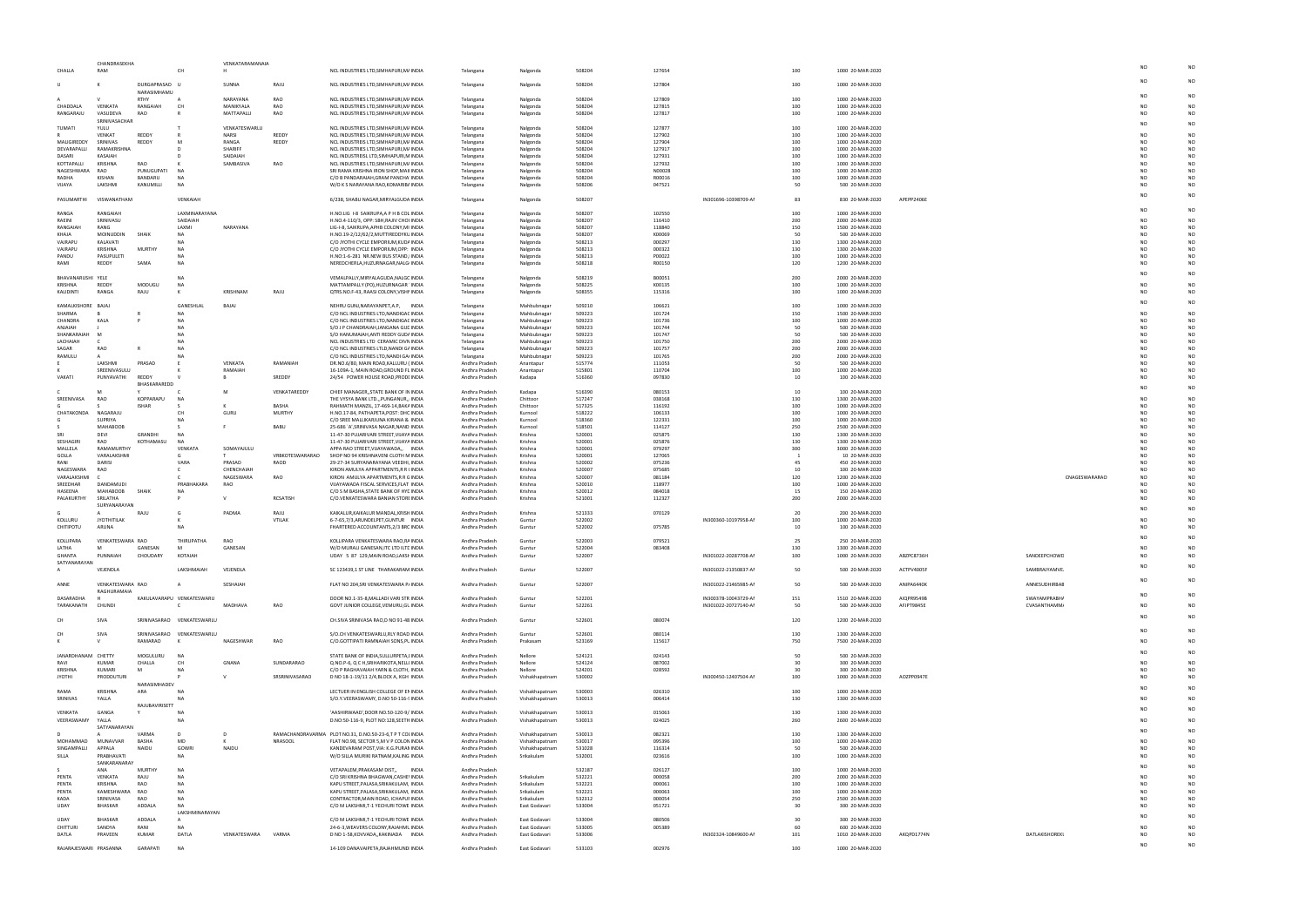| | | | | | | | | | | | | | | | | | | | |
|---|---|---|---|---|---|---|---|---|---|---|---|---|---|---|---|---|---|---|---|
| CHALLA | CHANDRASEKHA RAM | | CH | VENKATARAMANAIA H | | NCL INDUSTRIES LTD,SIMHAPURI,M/ INDIA | Telangana | Nalgonda | 508204 | 127654 | | 100 | 1000 20-MAR-2020 | | | | NO | NO |
| U | K | DURGAPRASAD | U | SUNNA | RAJU | NCL INDUSTRIES LTD,SIMHAPURI,M/ INDIA | Telangana | Nalgonda | 508204 | 127804 | | 100 | 1000 20-MAR-2020 | | | | NO | NO |
| A | V | NARASIMHAMU RTHY | A | NARAYANA | RAO | NCL INDUSTRIES LTD,SIMHAPURI,M/ INDIA | Telangana | Nalgonda | 508204 | 127809 | | 100 | 1000 20-MAR-2020 | | | | NO | NO |
| CHADDALA | VENKATA | RANGAIAH | CH | MANIKYALA | RAO | NCL INDUSTRIES LTD,SIMHAPURI,M/ INDIA | Telangana | Nalgonda | 508204 | 127815 | | 100 | 1000 20-MAR-2020 | | | | NO | NO |
| RANGARAJU | VASUDEVA | RAO | R | MATTAPALLI | RAO | NCL INDUSTRIES LTD,SIMHAPURI,M/ INDIA | Telangana | Nalgonda | 508204 | 127817 | | 100 | 1000 20-MAR-2020 | | | | NO | NO |
| TUMATI | SRINIVASACHAR YULU | | T | VENKATESWARLU | | NCL INDUSTRIES LTD,SIMHAPURI,M/ INDIA | Telangana | Nalgonda | 508204 | 127877 | | 100 | 1000 20-MAR-2020 | | | | NO | NO |
| R | VENKAT | REDDY | R | NARSI | REDDY | NCL INDUSTRIES LTD,SIMHAPURI,M/ INDIA | Telangana | Nalgonda | 508204 | 127902 | | 100 | 1000 20-MAR-2020 | | | | NO | NO |
| MALIGREDDY | SRINIVAS | REDDY | M | RANGA | REDDY | NCL INDUSTRIES LTD,SIMHAPURI,M/ INDIA | Telangana | Nalgonda | 508204 | 127904 | | 100 | 1000 20-MAR-2020 | | | | NO | NO |
| DEVARAPALLI | RAMAKRISHNA | | D | SHARIFF | | NCL INDUSTRIES LTD,SIMHAPURI,M/ INDIA | Telangana | Nalgonda | 508204 | 127917 | | 100 | 1000 20-MAR-2020 | | | | NO | NO |
| DASARI | KASAIAH | | D | SAIDAIAH | | NCL INDUSTRIES LTD,SIMHAPURI,M INDIA | Telangana | Nalgonda | 508204 | 127931 | | 100 | 1000 20-MAR-2020 | | | | NO | NO |
| KOTTAPALLI | KRISHNA | RAO | K | SAMBASIVA | RAO | NCL INDUSTRIES LTD,SIMHAPURI,M/ INDIA | Telangana | Nalgonda | 508204 | 127932 | | 100 | 1000 20-MAR-2020 | | | | NO | NO |
| NAGESHWARA | RAO | PUNUGUPATI | NA | | | SRI RAMA KRISHNA IRON SHOP,MAI INDIA | Telangana | Nalgonda | 508204 | N00028 | | 100 | 1000 20-MAR-2020 | | | | NO | NO |
| RADHA | KISHAN | BANDARU | NA | | | C/O B PANDARAIAH,GRAM PANCHA INDIA | Telangana | Nalgonda | 508204 | R00016 | | 100 | 1000 20-MAR-2020 | | | | NO | NO |
| VIJAYA | LAKSHMI | KANUMILLI | NA | | | W/O K S NARAYANA RAO,KOMARBA INDIA | Telangana | Nalgonda | 508206 | 047521 | | 50 | 500 20-MAR-2020 | | | | NO | NO |
| PASUMARTHI | VISWANATHAM | | VENKAIAH | | | 6/238, SHABU NAGAR,MIRYALGUDA INDIA | Telangana | Nalgonda | 508207 | | IN301696-10398709-A | 83 | 830 20-MAR-2020 | APEPP2406E | | | NO | NO |
| RANGA | RANGAIAH | | LAXMINARAYANA | | | H.NO.LIG I-8 SAIKRUPA,A P H B COL INDIA | Telangana | Nalgonda | 508207 | 102550 | | 100 | 1000 20-MAR-2020 | | | | NO | NO |
| RAEINI | SRINIVASU | | SAIDAIAH | | | H.NO.4-110/3, OPP: SBH,RAJIV CHOI INDIA | Telangana | Nalgonda | 508207 | 116410 | | 200 | 2000 20-MAR-2020 | | | | NO | NO |
| RANGAIAH | RANG | | LAXMI | NARAYANA | | LIG-I-8, SAIKRUPA,APHB COLONY,MI INDIA | Telangana | Nalgonda | 508207 | 118840 | | 150 | 1500 20-MAR-2020 | | | | NO | NO |
| KHAJA | MOINUDDIN | SHAIK | NA | | | H.NO.19-2/12/63/2,MUTTIREDDYKU INDIA | Telangana | Nalgonda | 508207 | K00069 | | 50 | 500 20-MAR-2020 | | | | NO | NO |
| VAIRAPU | KALAVATI | | NA | | | C/O JYOTHI CYCLE EMPORIUM,KUDA INDIA | Telangana | Nalgonda | 508213 | 000297 | | 130 | 1300 20-MAR-2020 | | | | NO | NO |
| VAIRAPU | KRISHNA | MURTHY | NA | | | C/O JYOTHI CYCLE EMPORIUM,OPP: INDIA | Telangana | Nalgonda | 508213 | 000322 | | 130 | 1300 20-MAR-2020 | | | | NO | NO |
| PANDU | PASUPULETI | | NA | | | H.NO:1-6-281 NR.NEW BUS STAND, INDIA | Telangana | Nalgonda | 508213 | P00023 | | 100 | 1000 20-MAR-2020 | | | | NO | NO |
| RAMI | REDDY | SAMA | NA | | | NEREDCHERLA,HUZURNAGAR,NALG INDIA | Telangana | Nalgonda | 508218 | R00150 | | 120 | 1200 20-MAR-2020 | | | | NO | NO |
| BHAVANARUSHI | YELE | | NA | | | VEMALPALLY,MIRYALAGUDA,NALGC INDIA | Telangana | Nalgonda | 508219 | B00051 | | 200 | 2000 20-MAR-2020 | | | | NO | NO |
| KRISHNA | REDDY | MOOUGU | NA | | | MATTAMPALLY (PO),HUZURNAGAR INDIA | Telangana | Nalgonda | 508225 | K00135 | | 100 | 1000 20-MAR-2020 | | | | NO | NO |
| KAUDINTI | RANGA | RAJU | K | KRISHNAM | RAJU | QTRS.NO.F-43, RAASI COLONY,VISH INDIA | Telangana | Nalgonda | 508355 | 115316 | | 100 | 1000 20-MAR-2020 | | | | NO | NO |
| KAMALKISHORE | BAJAJ | | GANESHLAL | BAJAJ | | NEHRU GUNJ,NARAYANPET,A.P, INDIA | Telangana | Mahbubnagar | 509210 | 106621 | | 100 | 1000 20-MAR-2020 | | | | NO | NO |
| SHARMA | B | R | NA | | | C/O NCL INDUSTRIES LTD,NANDIGAC INDIA | Telangana | Mahbubnagar | 509223 | 101724 | | 150 | 1500 20-MAR-2020 | | | | NO | NO |
| CHANDRA | KALA | P | NA | | | C/O NCL INDUSTRIES LTD,NANDIGAC INDIA | Telangana | Mahbubnagar | 509223 | 101736 | | 100 | 1000 20-MAR-2020 | | | | NO | NO |
| ANJAIAH | J | | NA | | | S/O J P CHANDRAIAH,JANGANA GUE INDIA | Telangana | Mahbubnagar | 509223 | 101744 | | 50 | 500 20-MAR-2020 | | | | NO | NO |
| SHANKARAIAH | M | | NA | | | S/O HANUMAIAH,ANTI REDDY GUDA INDIA | Telangana | Mahbubnagar | 509223 | 101747 | | 50 | 500 20-MAR-2020 | | | | NO | NO |
| LACHAIAH | C | | NA | | | NCL INDUSTRIES LTD CERAMIC DIVN INDIA | Telangana | Mahbubnagar | 509223 | 101750 | | 200 | 2000 20-MAR-2020 | | | | NO | NO |
| SAGAR | RAO | R | NA | | | C/O NCL INDUSTRIES LTLD,NANDI GA INDIA | Telangana | Mahbubnagar | 509223 | 101757 | | 200 | 2000 20-MAR-2020 | | | | NO | NO |
| RAMULU | A | | NA | | | C/O NCL INDUSTRIES LTD,NANDI GA INDIA | Telangana | Mahbubnagar | 509223 | 101765 | | 200 | 2000 20-MAR-2020 | | | | NO | NO |
| E | LAKSHMI | PRASAD | E | VENKATA | RAMANIAH | DR.NO.6/80, MAIN ROAD,KALLURU ( INDIA | Andhra Pradesh | Anantapur | 515774 | 111053 | | 50 | 500 20-MAR-2020 | | | | NO | NO |
| K | SREENIVASULU | | K | RAMAIAH | | 16-1094-1, MAIN ROAD,GROUND FL INDIA | Andhra Pradesh | Anantapur | 515801 | 110704 | | 100 | 1000 20-MAR-2020 | | | | NO | NO |
| VAKATI | PUNYAVATHI | REDDY | V | B | SREDDY | 24/54 POWER HOUSE ROAD,PRODI INDIA | Andhra Pradesh | Kadapa | 516360 | 097830 | | 10 | 100 20-MAR-2020 | | | | NO | NO |
| C | M | BHASKARAREDD Y | C | M | VENKATAREDDY | CHIEF MANAGER,,STATE BANK OF IN INDIA | Andhra Pradesh | Kadapa | 516390 | 080153 | | 10 | 100 20-MAR-2020 | | | | NO | NO |
| SREENIVASA | RAO | KOPPARAPU | NA | | | THE VYSYA BANK LTD.,,PUNGANUR,, INDIA | Andhra Pradesh | Chittoor | 517247 | 038168 | | 130 | 1300 20-MAR-2020 | | | | NO | NO |
| G | S | ISHAR | S | K | BASHA | RAHMATH MANZIL, 17-469-14,BAKA INDIA | Andhra Pradesh | Chittoor | 517325 | 116192 | | 100 | 1000 20-MAR-2020 | | | | NO | NO |
| CHATAKONDA | NAGARAJU | | CH | GURU | MURTHY | H.NO.17-84, PATHAPETA,POST: DHC INDIA | Andhra Pradesh | Kurnool | 518222 | 106133 | | 100 | 1000 20-MAR-2020 | | | | NO | NO |
| G | SUPRIYA | | NA | | | C/O SREE MALLIKARJUNA KIRANA & INDIA | Andhra Pradesh | Kurnool | 518360 | 122331 | | 100 | 1000 20-MAR-2020 | | | | NO | NO |
| S | MAHABOOB | | S | F | BABU | 25-686 'A',SRINIVASA NAGAR,NAND INDIA | Andhra Pradesh | Kurnool | 518501 | 114127 | | 250 | 2500 20-MAR-2020 | | | | NO | NO |
| SRI | DEVI | GRANDHI | NA | | | 11-47-30 PUJARIVARI STREET,VIJAYA INDIA | Andhra Pradesh | Krishna | 520001 | 025875 | | 130 | 1300 20-MAR-2020 | | | | NO | NO |
| SESHAGIRI | RAO | KOTHAMASU | NA | | | 11-47-30 PUJARIVARI STREET,VIJAYA INDIA | Andhra Pradesh | Krishna | 520001 | 025876 | | 130 | 1300 20-MAR-2020 | | | | NO | NO |
| MALLELA | RAMAMURTHY | | VENKATA | SOMAYAJULU | | APPA RAO STREET,VIJAYAWADA,, INDIA | Andhra Pradesh | Krishna | 520001 | 079297 | | 300 | 3000 20-MAR-2020 | | | | NO | NO |
| GOLLA | VARALAKSHMI | | G | T | VRBKOTESWARARAO | SHOP NO 94 KRISHNAVENI CLOTH M INDIA | Andhra Pradesh | Krishna | 520001 | 127065 | | 1 | 10 20-MAR-2020 | | | | NO | NO |
| RANI | DARISI | | VARA | PRASAD | RAOD | 29-27-34 SURYANARAYANA VEEDHI, INDIA | Andhra Pradesh | Krishna | 520002 | 075236 | | 45 | 450 20-MAR-2020 | | | | NO | NO |
| NAGESWARA | RAO | | C | CHENCHAIAH | | KIRON AMULYA APPARTMENTS,R R I INDIA | Andhra Pradesh | Krishna | 520007 | 075685 | | 10 | 100 20-MAR-2020 | | | | NO | NO |
| VARALAKSHMI | C | | C | NAGESWARA | RAO | KIRON AMULYA APARTMENTS,R R G INDIA | Andhra Pradesh | Krishna | 520007 | 081184 | | 120 | 1200 20-MAR-2020 | | CNAGESWARARAO | | NO | NO |
| SREEDHAR | DANDAMUDI | | PRABHAKARA | RAO | | VIJAYAWADA FISCAL SERVICES,FLAT INDIA | Andhra Pradesh | Krishna | 520010 | 118977 | | 100 | 1000 20-MAR-2020 | | | | NO | NO |
| HASEENA | MAHABOOB | SHAIK | NA | | | C/O S M BASHA,STATE BANK OF HYC INDIA | Andhra Pradesh | Krishna | 520012 | 084018 | | 15 | 150 20-MAR-2020 | | | | NO | NO |
| PALAKURTHY | SRILATHA | | P | V | RCSATISH | C/O.VENKATESWARA BANIAN STORE INDIA | Andhra Pradesh | Krishna | 521001 | 112327 | | 200 | 2000 20-MAR-2020 | | | | NO | NO |
| G | SURYANARAYAN A | RAJU | G | PADMA | RAJU | KAIKALUR,KAIKALUR MANDAL,KRISH INDIA | Andhra Pradesh | Krishna | 521333 | 070129 | | 20 | 200 20-MAR-2020 | | | | NO | NO |
| KOLLURU | JYOTHITILAK | | K | | VTILAK | 6-7-65,7/3,ARUNDELPET,GUNTUR INDIA | Andhra Pradesh | Guntur | 522002 | | IN300360-10197958-A | 100 | 1000 20-MAR-2020 | | | | NO | NO |
| CHITIPOTU | ARUNA | | NA | | | FHARTERED ACCOUNTANTS,2/3 BRC INDIA | Andhra Pradesh | Guntur | 522002 | 075785 | | 10 | 100 20-MAR-2020 | | | | NO | NO |
| KOLLIPARA | VENKATESWARA | RAO | THIRUPATHA | RAO | | KOLLIPARA VENKATESWARA RAO,RA INDIA | Andhra Pradesh | Guntur | 522003 | 079521 | | 25 | 250 20-MAR-2020 | | | | NO | NO |
| LATHA | M | GANESAN | M | GANESAN | | W/O MURALI GANESAN,ITC LTD ILTC INDIA | Andhra Pradesh | Guntur | 522004 | 083408 | | 130 | 1300 20-MAR-2020 | | | | NO | NO |
| GHANTA | PUNNAIAH | CHOUDARY | KOTAIAH | | | UDAY S 87 129,MAIN ROAD,LAKSH INDIA | Andhra Pradesh | Guntur | 522007 | | IN301022-20287708-A | 100 | 1000 20-MAR-2020 | ABZPC8736H | SANDEEPCHOWD | | NO | NO |
| A | SATYANARAYAN VEJENDLA | | LAKSHMAIAH | VEJENDLA | | SC 123439,1 ST LINE THARAKARAM INDIA | Andhra Pradesh | Guntur | 522007 | | IN301022-21350837-A | 50 | 500 20-MAR-2020 | ACTPV4005F | SAMBRAJYAMVE | | NO | NO |
| ANNE | VENKATESWARA | RAO | A | SESHAIAH | | FLAT NO 204,SRI VENKATESWARA P/ INDIA | Andhra Pradesh | Guntur | 522007 | | IN301022-21465985-A | 50 | 500 20-MAR-2020 | ANIPA6440K | ANNESUDHIRBAB | | NO | NO |
| DASARADHA | RAGHURAMAIA H | KAKULAVARAPU | VENKATESWARLU | | | DOOR NO.1-35-8,MALLADI VARI STR INDIA | Andhra Pradesh | Guntur | 522201 | | IN300378-10043729-A | 151 | 1510 20-MAR-2020 | AIQPR9549B | SWAYAMPRABHA | | NO | NO |
| TARAKANATH | CHUNDI | | C | MADHAVA | RAO | GOVT JUNIOR COLLEGE,VEMURU,GL INDIA | Andhra Pradesh | Guntur | 522261 | | IN301022-20727140-A | 50 | 500 20-MAR-2020 | AFJPT9845E | CVASANTHAMM | | NO | NO |
| CH | SIVA | SRINIVASARAO | VENKATESWARLU | | | CH.SIVA SRINIVASA RAO,D NO 91-48 INDIA | Andhra Pradesh | Guntur | 522601 | 080074 | | 120 | 1200 20-MAR-2020 | | | | NO | NO |
| CH | SIVA | SRINIVASARAO | VENKATESWARLU | | | S/O.CH VENKATESWARLU,RLY ROAD INDIA | Andhra Pradesh | Guntur | 522601 | 080114 | | 130 | 1300 20-MAR-2020 | | | | NO | NO |
| K | V | RAMARAO | K | NAGESHWAR | RAO | C/O.GOTTIPATI RAMNAIAH SONS,PL INDIA | Andhra Pradesh | Prakasam | 523169 | 115617 | | 750 | 7500 20-MAR-2020 | | | | NO | NO |
| JANARDHANAM | CHETTY | MOGULURU | NA | | | STATE BANK OF INDIA,SULLURPETA,I INDIA | Andhra Pradesh | Nellore | 524121 | 024143 | | 50 | 500 20-MAR-2020 | | | | NO | NO |
| RAVI | KUMAR | CHALLA | CH | GNANA | SUNDARARAO | Q.NO.P-6, Q C H,SRIHARIKOTA,NELLI INDIA | Andhra Pradesh | Nellore | 524124 | 087002 | | 30 | 300 20-MAR-2020 | | | | NO | NO |
| KRISHNA | KUMARI | M | NA | | | C/O P RAGHAVAIAH YARN & CLOTH, INDIA | Andhra Pradesh | Nellore | 524201 | 028592 | | 30 | 300 20-MAR-2020 | | | | NO | NO |
| JYOTHI | PRODDUTURI | | P | V | SRSRINIVASARAO | D NO 18-1-19/11 2/4,BLOCK A, KGH INDIA | Andhra Pradesh | Vishakhapatnam | 530002 | | IN300450-12407504-A | 100 | 1000 20-MAR-2020 | AOZPP0947E | | | NO | NO |
| RAMA | KRISHNA | NARASIMHADEV ARA | NA | | | LECTUER IN ENGLISH COLLEGE OF EN INDIA | Andhra Pradesh | Vishakhapatnam | 530003 | 026310 | | 100 | 1000 20-MAR-2020 | | | | NO | NO |
| SRINIVAS | YALLA | | NA | | | S/O.Y.VEERASWAMY, D.NO 50-116-! INDIA | Andhra Pradesh | Vishakhapatnam | 530013 | 006414 | | 130 | 1300 20-MAR-2020 | | | | NO | NO |
| VENKATA | GANGA | RAJUBAVIRISETT Y | NA | | | 'AASHIRWAAD',DOOR NO.50-120-9/ INDIA | Andhra Pradesh | Vishakhapatnam | 530013 | 015063 | | 130 | 1300 20-MAR-2020 | | | | NO | NO |
| VEERASWAMY | YALLA | | NA | | | D.NO.50-116-9, PLOT NO:128,SEETH INDIA | Andhra Pradesh | Vishakhapatnam | 530013 | 024025 | | 260 | 2600 20-MAR-2020 | | | | NO | NO |
| D | SATYANARAYAN A | VARMA | D | D | RAMACHANDRAVARMA | PLOT NO.31, D.NO.50-23-6,T P T COL INDIA | Andhra Pradesh | Vishakhapatnam | 530013 | 082321 | | 130 | 1300 20-MAR-2020 | | | | NO | NO |
| MOHAMMAD | MUNAVVAR | BASHA | MD | K | NRASOOL | FLAT NO.98, SECTOR 5,M V P COLON INDIA | Andhra Pradesh | Vishakhapatnam | 530017 | 095396 | | 100 | 1000 20-MAR-2020 | | | | NO | NO |
| SINGAMPALLI | APPALA | NAIDU | GOWRI | NAIDU | | KANDEVARAM POST,VIA: K.G.PURAN INDIA | Andhra Pradesh | Vishakhapatnam | 531028 | 116314 | | 50 | 500 20-MAR-2020 | | | | NO | NO |
| SILLA | PRABHAVATI | | NA | | | W/O SILLA MURIKI RATNAM,KALING INDIA | Andhra Pradesh | Srikakulam | 532001 | 023616 | | 100 | 1000 20-MAR-2020 | | | | NO | NO |
| S | SANKARANARAY ANA | MURTHY | NA | | | VETAPALEM,PRAKASAM DIST,, INDIA | Andhra Pradesh | | 532187 | 026127 | | 100 | 1000 20-MAR-2020 | | | | NO | NO |
| PENTA | VENKATA | RAJU | NA | | | C/O SRI KRISHNA BHAGWAN,CASHE INDIA | Andhra Pradesh | Srikakulam | 532221 | 000058 | | 200 | 2000 20-MAR-2020 | | | | NO | NO |
| PENTA | KRISHNA | RAO | NA | | | KAPU STREET,PALASA,SRIKAKULAM, INDIA | Andhra Pradesh | Srikakulam | 532221 | 000061 | | 100 | 1000 20-MAR-2020 | | | | NO | NO |
| PENTA | RAMESHWARA | RAO | NA | | | KAPU STREET,PALASA,SRIKAKULAM, INDIA | Andhra Pradesh | Srikakulam | 532221 | 000063 | | 130 | 1300 20-MAR-2020 | | | | NO | NO |
| KADA | SRINIVASA | RAO | NA | | | CONTRACTOR,MAIN ROAD, ICHAPUI INDIA | Andhra Pradesh | Srikakulam | 532312 | 000054 | | 250 | 2500 20-MAR-2020 | | | | NO | NO |
| UDAY | BHASKAR | ADDALA | NA | | | C/O M LAKSHMI,T-1 YECHURI TOWE INDIA | Andhra Pradesh | East Godavari | 533004 | 051721 | | 30 | 300 20-MAR-2020 | | | | NO | NO |
| UDAY | BHASKAR | ADDALA | LAKSHMINARAYAN A | | | C/O M LAKSHMI,T-1 YECHURI TOWE INDIA | Andhra Pradesh | East Godavari | 533004 | 080506 | | 30 | 300 20-MAR-2020 | | | | NO | NO |
| CHITTURI | SANDYA | RANI | NA | | | 24-6-3,WEAVERS COLONY,RAJAHMU INDIA | Andhra Pradesh | East Godavari | 533005 | 005389 | | 60 | 600 20-MAR-2020 | | | | NO | NO |
| DATLA | PRAVEEN | KUMAR | DATLA | VENKATESWARA | VARMA | D NO 1-58,KOVVADA,,KAKINADA INDIA | Andhra Pradesh | East Godavari | 533006 | | IN302324-10849600-A | 101 | 1010 20-MAR-2020 | AKQPD1774N | DATLAKISHOREK | | NO | NO |
| RAJARAJESWARI | PRASANNA | GARAPATI | NA | | | 14-109 DANAVAIPETA,RAJAHMUND INDIA | Andhra Pradesh | East Godavari | 533103 | 002976 | | 100 | 1000 20-MAR-2020 | | | | NO | NO |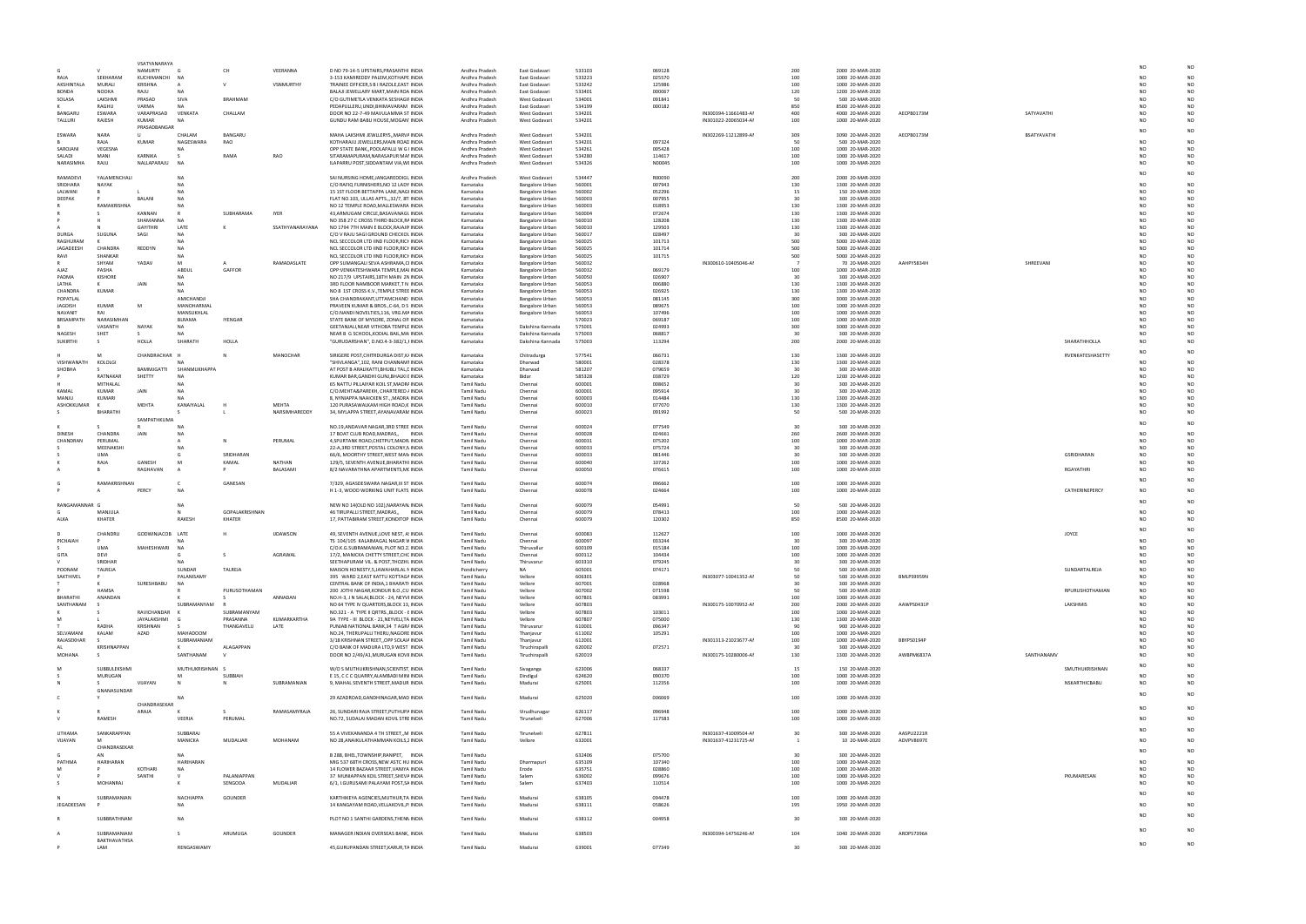| | | | | | | | | | | | | | | | | | | | | |
|---|---|---|---|---|---|---|---|---|---|---|---|---|---|---|---|---|---|---|---|---|
| G | V | VSATYANARAYANAMURTY | G | CH | VEERANNA | D NO 79-14-5 UPSTAIRS,PRASANTHI | INDIA | Andhra Pradesh | East Godavari | 533103 | 069128 | | 200 | 2000 | 20-MAR-2020 | | | | NO | NO |
| RAJA | SEKHARAM | KUCHIMANCHI | NA | | | 3-153 KAMIREDDY PALEM,KOTHAPE | INDIA | Andhra Pradesh | East Godavari | 533223 | 025570 | | 100 | 1000 | 20-MAR-2020 | | | | NO | NO |
| AKSHINTALA | MURALI | KRISHNA | A | V | VSNMURTHY | TRAINEE OFFICER,S B I RAZOLE,EAST | INDIA | Andhra Pradesh | East Godavari | 533242 | 125986 | | 100 | 1000 | 20-MAR-2020 | | | | NO | NO |
| BONDA | NOOKA | RAJU | NA | | | BALAJI JEWELLARY MART,MAIN ROA | INDIA | Andhra Pradesh | East Godavari | 533401 | 000067 | | 120 | 1200 | 20-MAR-2020 | | | | NO | NO |
| SOLASA | LAKSHMI | PRASAD | SIVA | BRAHMAM | | C/O GUTIMETLA VENKATA SESHAGII | INDIA | Andhra Pradesh | West Godavari | 534001 | 091841 | | 50 | 500 | 20-MAR-2020 | | | | NO | NO |
| K | RAGHU | VARMA | NA | | | PEDAPULLERU,UNDI,BHIMAVARAM | INDIA | Andhra Pradesh | West Godavari | 534199 | 000182 | | 850 | 8500 | 20-MAR-2020 | | | | NO | NO |
| BANGARU | ESWARA | VARAPRASAD | VENKATA | CHALLAM | | DOOR NO 22-7-49 MAVULAMMA ST | INDIA | Andhra Pradesh | West Godavari | 534201 | | IN300394-11661483-A | 400 | 4000 | 20-MAR-2020 | AECPB0173M | SATYAVATHI | | NO | NO |
| TALLURI | RAJESH | KUMAR | NA | | | GUNDU RAM BABU HOUSE,MOGAN | INDIA | Andhra Pradesh | West Godavari | 534201 | | IN301022-20065034-A | 100 | 1000 | 20-MAR-2020 | | | | NO | NO |
| ESWARA | NARA | PRASADBANGARU | CHALAM | BANGARU | | MAHA LAKSHMI JEWELLERS,,MARVA | INDIA | Andhra Pradesh | West Godavari | 534201 | | IN302269-11212899-A | 309 | 3090 | 20-MAR-2020 | AECPB0173M | BSATYAVATHI | | NO | NO |
| B | RAJA | KUMAR | NAGESWARA | RAO | | KOTHARALU JEWELLERS,MAIN ROAD | INDIA | Andhra Pradesh | West Godavari | 534201 | 097324 | | 50 | 500 | 20-MAR-2020 | | | | NO | NO |
| SAROJANI | VEGESNA | | NA | | | OPP STATE BANK,,POOLAPALLI W G I | INDIA | Andhra Pradesh | West Godavari | 534261 | 005428 | | 100 | 1000 | 20-MAR-2020 | | | | NO | NO |
| SALADI | MANI | KARNIKA | S | RAMA | RAO | SITARAMAPURAM,NARASAPUR MA | INDIA | Andhra Pradesh | West Godavari | 534280 | 114617 | | 100 | 1000 | 20-MAR-2020 | | | | NO | NO |
| NARASIMHA | RAJU | NALLAPARAJU | NA | | | ILAPARRU POST,SIDDANTAM VIA,WI | INDIA | Andhra Pradesh | West Godavari | 534326 | N00045 | | 100 | 1000 | 20-MAR-2020 | | | | NO | NO |
| RAMADEVI | YALAMENCHALI | | NA | | | SAI NURSING HOME,JANGAREDDIGL | INDIA | Andhra Pradesh | West Godavari | 534447 | R00090 | | 200 | 2000 | 20-MAR-2020 | | | | NO | NO |
| SRIDHARA | NAYAK | | NA | | | C/O RAFIQ FURNISHERS,NO 12 LADY | INDIA | Karnataka | Bangalore Urban | 560001 | 007943 | | 130 | 1300 | 20-MAR-2020 | | | | NO | NO |
| LALWANI | B | L | NA | | | 15 1ST FLOOR BETTAPPA LANE,NAGI | INDIA | Karnataka | Bangalore Urban | 560002 | 052296 | | 15 | 150 | 20-MAR-2020 | | | | NO | NO |
| DEEPAK | P | BALANI | NA | | | FLAT NO.103, ULLAS APTS.,,32/7, 8T | INDIA | Karnataka | Bangalore Urban | 560003 | 007955 | | 30 | 300 | 20-MAR-2020 | | | | NO | NO |
| R | RAMAKRISHNA | | NA | | | NO 12 TEMPLE ROAD,MALLESWARA | INDIA | Karnataka | Bangalore Urban | 560003 | 018953 | | 130 | 1300 | 20-MAR-2020 | | | | NO | NO |
| R | S | KANNAN | R | SUBHARAMA | IYER | 43,ARMUGAM CIRCLE,BASAVANAGU | INDIA | Karnataka | Bangalore Urban | 560004 | 072674 | | 130 | 1300 | 20-MAR-2020 | | | | NO | NO |
| P | H | SHAMANNA | NA | | | NO 358 27 C CROSS THIRD BLOCK,R | INDIA | Karnataka | Bangalore Urban | 560010 | 128208 | | 130 | 1300 | 20-MAR-2020 | | | | NO | NO |
| A | N | GAYITHRI | LATE | K | SSATHYANARAYANA | NO 1794 7TH MAIN E BLOCK,RAJAJI | INDIA | Karnataka | Bangalore Urban | 560010 | 129503 | | 130 | 1300 | 20-MAR-2020 | | | | NO | NO |
| DURGA | SUGUNA | SAGI | NA | | | C/O V RAJU SAGI GROUND CHECKOL | INDIA | Karnataka | Bangalore Urban | 560017 | 028497 | | 30 | 300 | 20-MAR-2020 | | | | NO | NO |
| RAGHURAM | K | | NA | | | NCL SECCOLOR LTD IIND FLOOR,RIC | INDIA | Karnataka | Bangalore Urban | 560025 | 101713 | | 500 | 5000 | 20-MAR-2020 | | | | NO | NO |
| JAGADEESH | CHANDRA | REDDYN | NA | | | NCL SECCOLOR LTD IIND FLOOR,RIC | INDIA | Karnataka | Bangalore Urban | 560025 | 101714 | | 500 | 5000 | 20-MAR-2020 | | | | NO | NO |
| RAVI | SHANKAR | | NA | | | NCL SECCOLOR LTD IIND FLOOR,RIC | INDIA | Karnataka | Bangalore Urban | 560025 | 101715 | | 500 | 5000 | 20-MAR-2020 | | | | NO | NO |
| R | SHYAM | YADAV | M | A | RAMADASLATE | OPP SUMANGALI SEVA ASHRAMA,CI | INDIA | Karnataka | Bangalore Urban | 560032 | | IN300610-10405046-A | 7 | 70 | 20-MAR-2020 | AAHPY5834H | SHREEVANI | | NO | NO |
| AJAZ | PASHA | | ABDUL | GAFFOR | | OPP.VENKATESHWARA TEMPLE,MAI | INDIA | Karnataka | Bangalore Urban | 560032 | 069179 | | 100 | 1000 | 20-MAR-2020 | | | | NO | NO |
| PADMA | KISHORE | | NA | | | NO.217/9 UPSTAIRS,18TH MAIN 2N | INDIA | Karnataka | Bangalore Urban | 560050 | 026907 | | 30 | 300 | 20-MAR-2020 | | | | NO | NO |
| LATHA | K | JAIN | NA | | | 3RD FLOOR NAMBOOR MARKET,T N | INDIA | Karnataka | Bangalore Urban | 560053 | 006880 | | 130 | 1300 | 20-MAR-2020 | | | | NO | NO |
| CHANDRA | KUMAR | | NA | | | NO 8 1ST CROSS K.V.,TEMPLE STREE | INDIA | Karnataka | Bangalore Urban | 560053 | 026925 | | 130 | 1300 | 20-MAR-2020 | | | | NO | NO |
| POPATLAL | | | AMICHANDJI | | | SHA CHANDRAKANT,UTTAMCHAND | INDIA | Karnataka | Bangalore Urban | 560053 | 081145 | | 300 | 3000 | 20-MAR-2020 | | | | NO | NO |
| JAGDISH | KUMAR | M | MANOHARMAL | | | PRAVEEN KUMAR & BROS.,C-64, D S | INDIA | Karnataka | Bangalore Urban | 560053 | 089675 | | 100 | 1000 | 20-MAR-2020 | | | | NO | NO |
| NAVANIT | RAJ | | MANSUKHLAL | | | C/O NANDI NOVELTIES,116, VRG.MA | INDIA | Karnataka | Bangalore Urban | 560053 | 107496 | | 100 | 1000 | 20-MAR-2020 | | | | NO | NO |
| BRSAMPATH | NARASIMHAN | | BLRAMA | IYENGAR | | STATE BANK OF MYSORE, ZONAL OF | INDIA | Karnataka | Bangalore Urban | 570023 | 069187 | | 100 | 1000 | 20-MAR-2020 | | | | NO | NO |
| B | VASANTH | NAYAK | NA | | | GEETANJALI,NEAR VITHOBA TEMPLE | INDIA | Karnataka | Dakshina Kannada | 575001 | 024993 | | 300 | 3000 | 20-MAR-2020 | | | | NO | NO |
| NAGESH | SHET | S | NA | | | NEAR B G SCHOOL,KODIAL BAIL,MA | INDIA | Karnataka | Dakshina Kannada | 575003 | 068817 | | 30 | 300 | 20-MAR-2020 | | | | NO | NO |
| SUKIRTHI | S | HOLLA | SHARATH | HOLLA | | "GURUDARSHAN", D.NO.4-3-382/1,I | INDIA | Karnataka | Dakshina Kannada | 575003 | 113294 | | 200 | 2000 | 20-MAR-2020 | | | SHARATHHOLLA | NO | NO |
| H | M | CHANDRACHAR | H | N | MANOHAR | SIRIGERE POST,CHITRDURGA DIST,K | INDIA | Karnataka | Chitradurga | 577541 | 066731 | | 130 | 1300 | 20-MAR-2020 | | | RVENKATESHASETTY | NO | NO |
| VISHWANATH | KOLOLGI | | NA | | | "SHIVLANGA",102, RANI CHANNAM | INDIA | Karnataka | Dharwad | 580001 | 028378 | | 130 | 1300 | 20-MAR-2020 | | | | NO | NO |
| SHOBHA | S | BAMMIGATTI | SHANMUKHAPPA | | | AT POST & ARALIKATTI,BHUBLI TAL | INDIA | Karnataka | Dharwad | 581207 | 079659 | | 30 | 300 | 20-MAR-2020 | | | | NO | NO |
| P | RATNAKAR | SHETTY | NA | | | KUMAR BAR,GANDHI GUNJ,BHALKI | INDIA | Karnataka | Bidar | 585328 | 038729 | | 120 | 1200 | 20-MAR-2020 | | | | NO | NO |
| H | MITHALAL | | NA | | | 65 NATTU PILLAIYAR KOIL ST,MADR | INDIA | Tamil Nadu | Chennai | 600001 | 008652 | | 30 | 300 | 20-MAR-2020 | | | | NO | NO |
| KAMAL | KUMAR | JAIN | NA | | | C/O.MEHTA&PAREKH, CHARTERED | INDIA | Tamil Nadu | Chennai | 600001 | 095914 | | 30 | 300 | 20-MAR-2020 | | | | NO | NO |
| MANJU | KUMARI | | NA | | | 8, NYNIAPPA NAAICKEN ST.,,MADRA | INDIA | Tamil Nadu | Chennai | 600003 | 014484 | | 130 | 1300 | 20-MAR-2020 | | | | NO | NO |
| ASHOKKUMAR | K | MEHTA | KANAIYALAL | H | MEHTA | 120 PURASAWALKAM HIGH ROAD,K | INDIA | Tamil Nadu | Chennai | 600010 | 077070 | | 130 | 1300 | 20-MAR-2020 | | | | NO | NO |
| S | BHARATHI | | S | L | NARSIMHAREDDY | 34, MYLAPPA STREET,AYANAVARAM | INDIA | Tamil Nadu | Chennai | 600023 | 091992 | | 50 | 500 | 20-MAR-2020 | | | | NO | NO |
| K | S | SAMPATHKUMAR | NA | | | NO.19,ANDAVAR NAGAR,3RD STREE | INDIA | Tamil Nadu | Chennai | 600024 | 077549 | | 30 | 300 | 20-MAR-2020 | | | | NO | NO |
| DINESH | CHANDRA | JAIN | NA | | | 17 BOAT CLUB ROAD,MADRAS,, | INDIA | Tamil Nadu | Chennai | 600028 | 024661 | | 260 | 2600 | 20-MAR-2020 | | | | NO | NO |
| CHANDRAN | PERUMAL | | A | N | PERUMAL | 4,SPURTANK ROAD,CHETPUT,MADR | INDIA | Tamil Nadu | Chennai | 600031 | 075202 | | 100 | 1000 | 20-MAR-2020 | | | | NO | NO |
| S | MEENAKSHI | | NA | | | 22-A,3RD STREET,POSTAL COLONY, | INDIA | Tamil Nadu | Chennai | 600033 | 075724 | | 30 | 300 | 20-MAR-2020 | | | | NO | NO |
| S | UMA | | G | SRIDHARAN | | 66/6, MOORTHY STREET,WEST MA | INDIA | Tamil Nadu | Chennai | 600033 | 081446 | | 30 | 300 | 20-MAR-2020 | | | GSRIDHARAN | NO | NO |
| K | RAJA | GANESH | M | KAMAL | NATHAN | 129/5, SEVENTH AVENUE,BHARATH | INDIA | Tamil Nadu | Chennai | 600040 | 107262 | | 100 | 1000 | 20-MAR-2020 | | | | NO | NO |
| A | B | RAGHAVAN | A | P | BALASAMI | 8/2 NAVARATHNA APARTMENTS,MC | INDIA | Tamil Nadu | Chennai | 600050 | 076615 | | 100 | 1000 | 20-MAR-2020 | | | RGAYATHRI | NO | NO |
| G | RAMAKRISHNAN | | C | GANESAN | | 7/329, AGASDESWARA NAGAR,III ST | INDIA | Tamil Nadu | Chennai | 600074 | 096662 | | 100 | 1000 | 20-MAR-2020 | | | | NO | NO |
| P | A | PERCY | NA | | | H 1-3, WOOD WORKING UNIT FLATS | INDIA | Tamil Nadu | Chennai | 600078 | 024664 | | 100 | 1000 | 20-MAR-2020 | | | CATHERINEPERCY | NO | NO |
| RANGAMANNAR | G | | NA | | | NEW NO 14(OLD NO 102),NARAYAN | INDIA | Tamil Nadu | Chennai | 600079 | 054891 | | 50 | 500 | 20-MAR-2020 | | | | NO | NO |
| G | MANJULA | | N | GOPALAKRISHNAN | | 46 TIRUPALLI STREET,MADRAS,, | INDIA | Tamil Nadu | Chennai | 600079 | 078413 | | 100 | 1000 | 20-MAR-2020 | | | | NO | NO |
| ALKA | KHATER | | RAKESH | KHATER | | 17, PATTABIRAM STREET,KONDITOP | INDIA | Tamil Nadu | Chennai | 600079 | 120302 | | 850 | 8500 | 20-MAR-2020 | | | | NO | NO |
| D | CHANDRU | GODWINJACOB | LATE | H | UDAWSON | 49, SEVENTH AVENUE,LOVE NEST, A | INDIA | Tamil Nadu | Chennai | 600083 | 112627 | | 100 | 1000 | 20-MAR-2020 | | | JOYCE | NO | NO |
| PICHAIAH | P | | NA | | | TS 104/105 KALAIMAGAL NAGAR V | INDIA | Tamil Nadu | Chennai | 600097 | 033244 | | 30 | 300 | 20-MAR-2020 | | | | NO | NO |
| S | UMA | MAHESHWARI | NA | | | C/O.K.G.SUBRAMANIAN, PLOT NO.2 | INDIA | Tamil Nadu | Thiruvallur | 600109 | 015184 | | 100 | 1000 | 20-MAR-2020 | | | | NO | NO |
| GITA | DEVI | | G | S | AGRAWAL | 17/2, MANICKA CHETTY STREET,CHC | INDIA | Tamil Nadu | Chennai | 600112 | 104434 | | 100 | 1000 | 20-MAR-2020 | | | | NO | NO |
| V | SRIDHAR | | NA | | | SEETHAPURAM VIL. & POST,THOZHL | INDIA | Tamil Nadu | Thiruvarur | 603310 | 079245 | | 30 | 300 | 20-MAR-2020 | | | | NO | NO |
| POONAM | TALREJA | | SUNDAR | TALREJA | | MAISON HONESTY,5,JAWAHARLAL N | INDIA | Pondicherry | NA | 605001 | 074171 | | 50 | 500 | 20-MAR-2020 | | | SUNDARTALREJA | NO | NO |
| SAKTHIVEL | P | | PALANISAMY | | | 395 WARD 2,EAST KATTU KOTTAGA | INDIA | Tamil Nadu | Vellore | 606301 | | IN303077-10041352-A | 50 | 500 | 20-MAR-2020 | BMLPS9959N | | | NO | NO |
| T | K | SURESHBABU | NA | | | CENTRAL BANK OF INDIA,1 BHARATI | INDIA | Tamil Nadu | Vellore | 607001 | 028968 | | 30 | 300 | 20-MAR-2020 | | | | NO | NO |
| P | HAMSA | | P | PURUSOTHAMAN | | 200 JOTHI NAGAR,KONDUR B.O.,CU | INDIA | Tamil Nadu | Vellore | 607002 | 071598 | | 50 | 500 | 20-MAR-2020 | | | RPURUSHOTHAMAN | NO | NO |
| BHARATHI | ANANDAN | | K | S | ANNADAN | NO.H-3, J N SALAI,BLOCK - 24, NEYV | INDIA | Tamil Nadu | Vellore | 607801 | 083991 | | 100 | 1000 | 20-MAR-2020 | | | | NO | NO |
| SANTHANAM | S | | SUBRAMANYAM | R | | NO 64 TYPE IV QUARTERS,BLOCK 13, | INDIA | Tamil Nadu | Vellore | 607803 | | IN300175-10070952-A | 200 | 2000 | 20-MAR-2020 | AAWPS0431P | | LAKSHMIS | NO | NO |
| K | S | RAVICHANDAR | K | SUBRAMANYAM | | NO.321 - A TYPE II QRTRS.,BLOCK - I | INDIA | Tamil Nadu | Vellore | 607803 | 103011 | | 100 | 1000 | 20-MAR-2020 | | | | NO | NO |
| M | | JAYALAKSHMI | G | PRASANNA | KUMARKARTHA | 9A TYPE - III BLOCK - 21,NEYVELI,TA | INDIA | Tamil Nadu | Vellore | 607807 | 075000 | | 130 | 1300 | 20-MAR-2020 | | | | NO | NO |
| T | RADHA | KRISHNAN | S | THANGAVELU | LATE | PUNJAB NATIONAL BANK,34 T AGR | INDIA | Tamil Nadu | Thiruvarur | 610001 | 096347 | | 90 | 900 | 20-MAR-2020 | | | | NO | NO |
| SELVAMANI | KALAM | AZAD | MAHADOOM | | | NO.24, THERUPALLI THERU,NAGORE | INDIA | Tamil Nadu | Thanjavur | 611002 | 105291 | | 100 | 1000 | 20-MAR-2020 | | | | NO | NO |
| RAJASEKHAR | S | | SUBRAMANIAM | | | 3/18 KRISHNAN STREET,,OPP SOLAI | INDIA | Tamil Nadu | Thanjavur | 612001 | | IN301313-21023677-A | 100 | 1000 | 20-MAR-2020 | BBYPS0194P | | | NO | NO |
| AL | KRISHNAPPAN | | K | ALAGAPPAN | | C/O BANK OF MADURA LTD,9 WEST | INDIA | Tamil Nadu | Tiruchirapalli | 620002 | 072571 | | 30 | 300 | 20-MAR-2020 | | | | NO | NO |
| MOHANA | S | | SANTHANAM | V | | DOOR NO 2/49/A1,MURUGAN KOVI | INDIA | Tamil Nadu | Tiruchirapalli | 620019 | | IN300175-10280006-A | 130 | 1300 | 20-MAR-2020 | AWBPM6837A | SANTHANAMV | | NO | NO |
| M | SUBBULEKSHMI | | MUTHUKRISHNAN | S | | W/O S MUTHUKRISHNAN,SCIENTIST | INDIA | Tamil Nadu | Sivaganga | 623006 | 068337 | | 15 | 150 | 20-MAR-2020 | | | SMUTHUKRISHNAN | NO | NO |
| S | MURUGAN | | M | SUBBIAH | | E 15, C C C QUARRY,ALAMBADI MIN | INDIA | Tamil Nadu | Dindigul | 624620 | 090370 | | 100 | 1000 | 20-MAR-2020 | | | | NO | NO |
| N | S | VIJAYAN | N | N | SUBRAMANIAN | 9, MAHAL SEVENTH STREET,MADUR | INDIA | Tamil Nadu | Madurai | 625001 | 112356 | | 100 | 1000 | 20-MAR-2020 | | | NSKARTHICBABU | NO | NO |
| C | GNANASUNDARY | | NA | | | 29 AZADROAD,GANDHINAGAR,MAD | INDIA | Tamil Nadu | Madurai | 625020 | 006069 | | 100 | 1000 | 20-MAR-2020 | | | | NO | NO |
| K | R | CHANDRASEKARARAJA | K | S | RAMASAMYRAJA | 26, SUNDARI RAJA STREET,PUTHUP | INDIA | Tamil Nadu | Virudhunagar | 626117 | 096948 | | 100 | 1000 | 20-MAR-2020 | | | | NO | NO |
| V | RAMESH | | VEERIA | PERUMAL | | NO.72, SUDALAI MADAN KOVIL STRE | INDIA | Tamil Nadu | Tirunelveli | 627006 | 117583 | | 100 | 1000 | 20-MAR-2020 | | | | NO | NO |
| UTHAMA | SANKARAPPAN | | SUBBARAJ | | | 55 A VIVEKANANDA 4 TH STREET,,M | INDIA | Tamil Nadu | Tirunelveli | 627811 | | IN301637-41009504-A | 30 | 300 | 20-MAR-2020 | AASPU2221R | | | NO | NO |
| VIJAYAN | M | | MANICKA | MUDALIAR | MOHANAM | NO 28,ANAIKULATHAMMAN KOIL,S | INDIA | Tamil Nadu | Vellore | 632001 | | IN301637-41231725-A | 1 | 10 | 20-MAR-2020 | ADVPV8697E | | | NO | NO |
| G | CHANDRASEKARAN | | NA | | | B 288, BHEL,TOWNSHIP,RANIPET, | INDIA | Tamil Nadu | | 632406 | 075700 | | 30 | 300 | 20-MAR-2020 | | | | NO | NO |
| PATHMA | HARIHARAN | | HARIHARAN | | | NRG 537 68TH CROSS,NEW ASTC HU | INDIA | Tamil Nadu | Dharmapuri | 635109 | 107340 | | 100 | 1000 | 20-MAR-2020 | | | | NO | NO |
| M | P | KOTHARI | NA | | | 14 FLOWER BAZAAR STREET,VANIYA | INDIA | Tamil Nadu | Erode | 635751 | 028860 | | 100 | 1000 | 20-MAR-2020 | | | | NO | NO |
| V | P | SANTHI | V | PALANIAPPAN | | 37 MUNIAPPAN KOIL STREET,SHEVA | INDIA | Tamil Nadu | Salem | 636002 | 099676 | | 100 | 1000 | 20-MAR-2020 | | | PKUMARESAN | NO | NO |
| S | MOHANRAJ | | K | SENGODA | MUDALIAR | 6/1, LGURUSAMI PALAYAM POST,SA | INDIA | Tamil Nadu | Salem | 637403 | 110514 | | 100 | 1000 | 20-MAR-2020 | | | | NO | NO |
| N | SUBRAMANIAN | | NACHIAPPA | GOUNDER | | KARTHIKEYA AGENCIES,MUTHUR,TA | INDIA | Tamil Nadu | Madurai | 638105 | 094478 | | 100 | 1000 | 20-MAR-2020 | | | | NO | NO |
| JEGADEESAN | P | | NA | | | 14 RANGAYAM ROAD,VELLAKOVIL,P | INDIA | Tamil Nadu | Madurai | 638111 | 058626 | | 195 | 1950 | 20-MAR-2020 | | | | NO | NO |
| R | SUBBRATHNAM | | NA | | | PLOT NO 1 SANTHI GARDENS,THENI | INDIA | Tamil Nadu | Madurai | 638112 | 004958 | | 30 | 300 | 20-MAR-2020 | | | | NO | NO |
| A | SUBRAMANIAM | | S | ARUMUGA | GOUNDER | MANAGER INDIAN OVERSEAS BANK, | INDIA | Tamil Nadu | Madurai | 638503 | | IN300394-14756246-A | 104 | 1040 | 20-MAR-2020 | AROPS7396A | | | NO | NO |
| P | BAKTHAVATHSALAM | | RENGASWAMY | | | 45,GURUPANDAN STREET,KARUR,TA | INDIA | Tamil Nadu | Madurai | 639001 | 077349 | | 30 | 300 | 20-MAR-2020 | | | | NO | NO |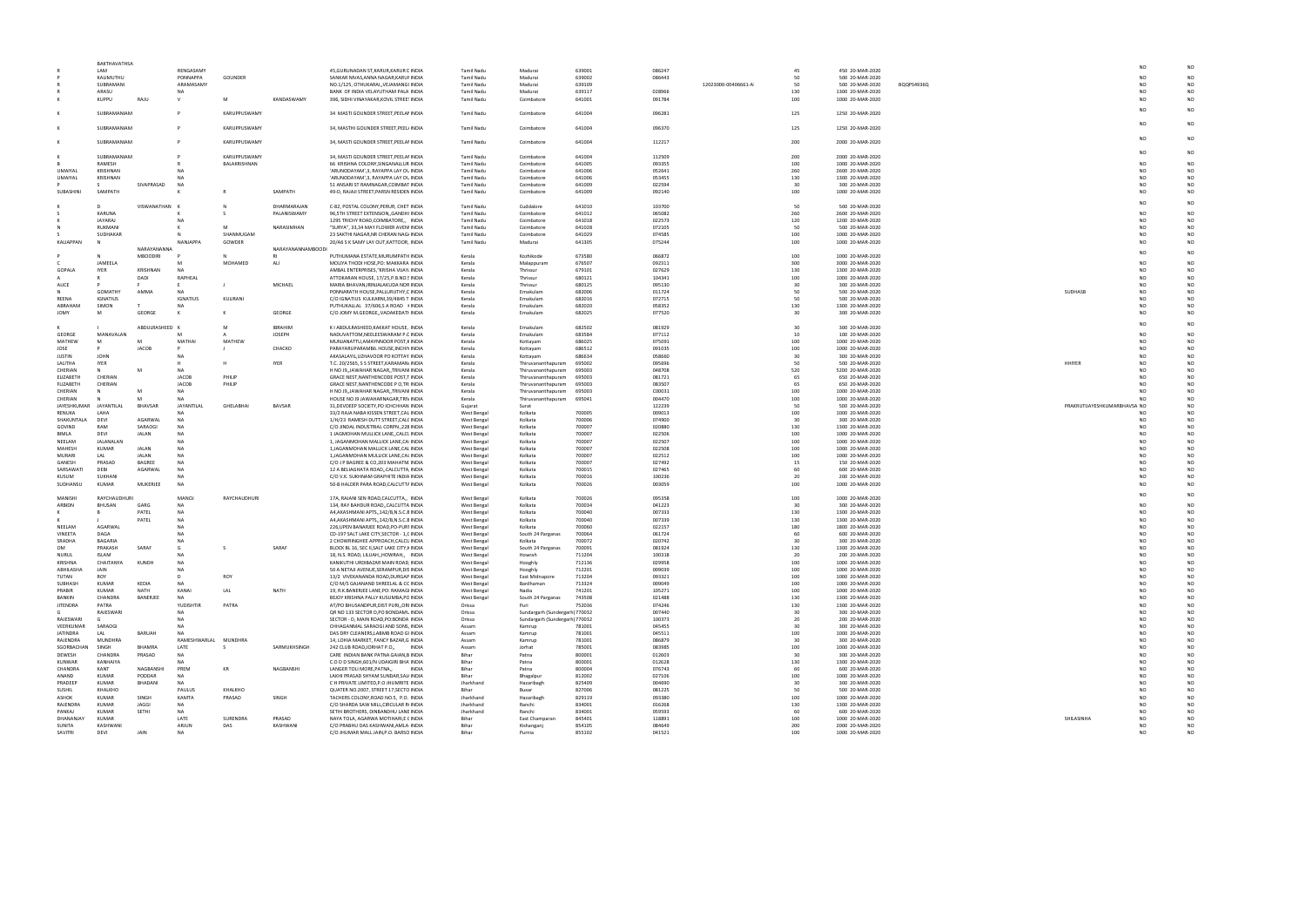| | | | | | | | | | | | | | | | | | | | |
|---|---|---|---|---|---|---|---|---|---|---|---|---|---|---|---|---|---|---|---|
| R | BAKTHAVATHSALAM | | RENGASAMY | | | 45,GURUNADAN ST,KARUR,KARUR | INDIA | Tamil Nadu | Madurai | 639001 | 086247 | | 45 | 450 | 20-MAR-2020 | | | NO | NO |
| P | KALIMUTHU | | PONNAPPA | GOUNDER | | SANKAR NIVAS,ANNA NAGAR,KARUR | INDIA | Tamil Nadu | Madurai | 639002 | 086443 | | 50 | 500 | 20-MAR-2020 | | | NO | NO |
| R | SUBRAMANI | | ARAMASAMY | | | NO.1/125, OTHUKARAI,,VEJAMANGL | INDIA | Tamil Nadu | Madurai | 639109 | | 12023000-00406661-A | 50 | 500 | 20-MAR-2020 | BQQPS4936Q | | NO | NO |
| R | ARASU | | NA | | | BANK OF INDIA VELAYUTHAM PALA | INDIA | Tamil Nadu | Madurai | 639117 | 028966 | | 130 | 1300 | 20-MAR-2020 | | | NO | NO |
| K | KUPPU | RAJU | V | M | KANDASWAMY | 396, SIDHI VINAYAKAR,KOVIL STREET | INDIA | Tamil Nadu | Coimbatore | 641001 | 091784 | | 100 | 1000 | 20-MAR-2020 | | | NO | NO |
| K | SUBRAMANIAM | | P | KARUPPUSWAMY | | 34 MASTI GOUNDER STREET,PEELAI | INDIA | Tamil Nadu | Coimbatore | 641004 | 096281 | | 125 | 1250 | 20-MAR-2020 | | | NO | NO |
| K | SUBRAMANIAM | | P | KARUPPUSWAMY | | 34, MASTHI GOUNDER STREET,PEELA | INDIA | Tamil Nadu | Coimbatore | 641004 | 096370 | | 125 | 1250 | 20-MAR-2020 | | | NO | NO |
| K | SUBRAMANIAM | | P | KARUPPUSWAMY | | 34, MASTI GOUNDER STREET,PEELAI | INDIA | Tamil Nadu | Coimbatore | 641004 | 112217 | | 200 | 2000 | 20-MAR-2020 | | | NO | NO |
| K | SUBRAMANIAM | | P | KARUPPUSWAMY | | 34, MASTI GOUNDER STREET,PEELAI | INDIA | Tamil Nadu | Coimbatore | 641004 | 112509 | | 200 | 2000 | 20-MAR-2020 | | | NO | NO |
| B | RAMESH | | R | BALAKRISHNAN | | 66 KRISHNA COLONY,SINGANALLUR | INDIA | Tamil Nadu | Coimbatore | 641005 | 093355 | | 100 | 1000 | 20-MAR-2020 | | | NO | NO |
| UMAIYAL | KRISHNAN | | NA | | | 'ARUNODAYAM',3, RAYAPPA LAY OU | INDIA | Tamil Nadu | Coimbatore | 641006 | 052641 | | 260 | 2600 | 20-MAR-2020 | | | NO | NO |
| UMAIYAL | KRISHNAN | | NA | | | 'ARUNODAYAM',3, RAYAPPA LAY OU | INDIA | Tamil Nadu | Coimbatore | 641006 | 053455 | | 130 | 1300 | 20-MAR-2020 | | | NO | NO |
| P | S | SIVAPRASAD | NA | | | 51 ANSARI ST RAMNAGAR,COIMBAT | INDIA | Tamil Nadu | Coimbatore | 641009 | 022594 | | 30 | 300 | 20-MAR-2020 | | | NO | NO |
| SUBASHINI | SAMPATH | | K | R | SAMPATH | 49-D, RAJAJI STREET,PARSN RESIDEN | INDIA | Tamil Nadu | Coimbatore | 641009 | 092140 | | 100 | 1000 | 20-MAR-2020 | | | NO | NO |
| K | D | VISWANATHAN | K | N | DHARMARAJAN | C-82, POSTAL COLONY,PERUR, CHET | INDIA | Tamil Nadu | Cuddalore | 641010 | 103700 | | 50 | 500 | 20-MAR-2020 | | | NO | NO |
| S | KARUNA | | K | S | PALANISWAMY | 96,5TH STREET EXTENSION,,GANDHI | INDIA | Tamil Nadu | Coimbatore | 641012 | 065082 | | 260 | 2600 | 20-MAR-2020 | | | NO | NO |
| K | JAYARAJ | | NA | | | 1295 TRICHY ROAD,COIMBATORE,, | INDIA | Tamil Nadu | Coimbatore | 641018 | 022573 | | 120 | 1200 | 20-MAR-2020 | | | NO | NO |
| N | RUKMANI | | K | M | NARASIMHAN | "SURYA", 33,34 MAY FLOWER AVENU | INDIA | Tamil Nadu | Coimbatore | 641028 | 072105 | | 50 | 500 | 20-MAR-2020 | | | NO | NO |
| S | SUDHAKAR | | N | SHANMUGAM | | 23 SAKTHI NAGAR,NR CHERAN NAGA | INDIA | Tamil Nadu | Coimbatore | 641029 | 074585 | | 100 | 1000 | 20-MAR-2020 | | | NO | NO |
| KALIAPPAN | N | | NANJAPPA | GOWDER | | 20/A6 S K SAMY LAY OUT,KATTOOR, | INDIA | Tamil Nadu | Madurai | 641305 | 075244 | | 100 | 1000 | 20-MAR-2020 | | | NO | NO |
| P | N | NARAYANANNAMBOODIRI | P | N | NARAYANANNAMBOODIRI | PUTHUMANA ESTATE,MURUMPATH | INDIA | Kerala | Kozhikode | 673580 | 066872 | | 100 | 1000 | 20-MAR-2020 | | | NO | NO |
| C | JAMEELA | | M | MOHAMED | ALI | MOLIYA THODI HOSE,PO: MAKKARA | INDIA | Kerala | Malappuram | 676507 | 092311 | | 300 | 3000 | 20-MAR-2020 | | | NO | NO |
| GOPALA | IYER | KRISHNAN | NA | | | AMBAL ENTERPRISES,"KRISHA VIJAY | INDIA | Kerala | Thrissur | 679101 | 027629 | | 130 | 1300 | 20-MAR-2020 | | | NO | NO |
| A | R | DADI | RAPHEAL | | | ATTOKARAN HOUSE, 17/25,P.B.NO.5 | INDIA | Kerala | Thrissur | 680121 | 104341 | | 100 | 1000 | 20-MAR-2020 | | | NO | NO |
| ALICE | P | | E | J | MICHAEL | MARIA BHAVAN,IRINJALAKUDA NOR | INDIA | Kerala | Thrissur | 680125 | 095130 | | 30 | 300 | 20-MAR-2020 | | | NO | NO |
| N | GOMATHY | AMMA | NA | | | PONNARATH HOUSE,PALLURUTHY,C | INDIA | Kerala | Ernakulam | 682006 | 011724 | | 50 | 500 | 20-MAR-2020 | | SUDHASB | NO | NO |
| REENA | IGNATIUS | | IGNATIUS | KULKARNI | | C/O IGNATIUS KULKARNI,39/4845 T | INDIA | Kerala | Ernakulam | 682016 | 072715 | | 50 | 500 | 20-MAR-2020 | | | NO | NO |
| ABRAHAM | SIMON | T | NA | | | PUTHUKALLAL 37/606,S A ROAD | INDIA | Kerala | Ernakulam | 682020 | 058352 | | 130 | 1300 | 20-MAR-2020 | | | NO | NO |
| JOMY | M | GEORGE | K | K | GEORGE | C/O JOMY M.GEORGE,,VADAKEDATH | INDIA | Kerala | Ernakulam | 682025 | 077520 | | 30 | 300 | 20-MAR-2020 | | | NO | NO |
| K | I | ABDULRASHEED | K | M | IBRAHIM | K I ABDULRASHEED,KAKKAT HOUSE, | INDIA | Kerala | Ernakulam | 682502 | 081929 | | 30 | 300 | 20-MAR-2020 | | | NO | NO |
| GEORGE | MANAVALAN | | M | A | JOSEPH | NADUVATTOM,NEELEESWARAM P.C | INDIA | Kerala | Ernakulam | 683584 | 077112 | | 10 | 100 | 20-MAR-2020 | | | NO | NO |
| MATHEW | M | M | MATHAI | MATHEW | | MUNJANATTU,KANAYANNOOR POST,K | INDIA | Kerala | Kottayam | 686025 | 075091 | | 100 | 1000 | 20-MAR-2020 | | | NO | NO |
| JOSE | P | JACOB | P | J | CHACKO | PARAYARUPARAMBIL HOUSE,INCHY | INDIA | Kerala | Kottayam | 686512 | 091035 | | 100 | 1000 | 20-MAR-2020 | | | NO | NO |
| JUSTIN | JOHN | | NA | | | AKASALAYIL,UZHAVOOR PO KOTTAY | INDIA | Kerala | Kottayam | 686634 | 058660 | | 30 | 300 | 20-MAR-2020 | | | NO | NO |
| LALITHA | IYER | | H | H | IYER | T.C. 20/2565, S S STREET,KARAMANA | INDIA | Kerala | Thiruvananthapuram | 695002 | 095696 | | 50 | 500 | 20-MAR-2020 | | HHIYER | NO | NO |
| CHERIAN | N | M | NA | | | H NO.19,,JAWAHAR NAGAR,,TRIVANI | INDIA | Kerala | Thiruvananthapuram | 695003 | 048708 | | 520 | 5200 | 20-MAR-2020 | | | NO | NO |
| ELIZABETH | CHERIAN | | JACOB | PHILIP | | GRACE NEST,NANTHENCODE POST,T | INDIA | Kerala | Thiruvananthapuram | 695003 | 081721 | | 65 | 650 | 20-MAR-2020 | | | NO | NO |
| ELIZABETH | CHERIAN | | JACOB | PHILIP | | GRACE NEST,NANTHENCODE P O,TRI | INDIA | Kerala | Thiruvananthapuram | 695003 | 083507 | | 65 | 650 | 20-MAR-2020 | | | NO | NO |
| CHERIAN | N | M | NA | | | H NO.19,,JAWAHAR NAGAR,,TRIVANI | INDIA | Kerala | Thiruvananthapuram | 695003 | C00031 | | 100 | 1000 | 20-MAR-2020 | | | NO | NO |
| CHERIAN | N | M | NA | | | HOUSE NO.19 JAWAHARNAGAR,TRIV | INDIA | Kerala | Thiruvananthapuram | 695041 | 004470 | | 100 | 1000 | 20-MAR-2020 | | | NO | NO |
| JAYESHKUMAR | JAYANTILAL | BHAVSAR | JAYANTILAL | GHELABHAI | BAVSAR | 31,DEVDEEP SOCIETY,PO ICHCHHAN | INDIA | Gujarat | Surat | | 122239 | | 50 | 500 | 20-MAR-2020 | | PRAKRUTIJAYESHKUMARBHAVSA | NO | NO |
| RENUKA | LAHA | | NA | | | 33/2 RAJA NABA KISSEN STREET,CAL | INDIA | West Bengal | Kolkata | 700005 | 009013 | | 100 | 1000 | 20-MAR-2020 | | | NO | NO |
| SHAKUNTALA | DEVI | AGARWAL | NA | | | 1/H/23 RAMESH DUTT STREET,CALC | INDIA | West Bengal | Kolkata | 700006 | 074900 | | 30 | 300 | 20-MAR-2020 | | | NO | NO |
| GOVIND | RAM | SARAOGI | NA | | | C/O ANJAL INDUSTRIAL CORPN.,228 | INDIA | West Bengal | Kolkata | 700007 | 020880 | | 130 | 1300 | 20-MAR-2020 | | | NO | NO |
| BIMLA | DEVI | JALAN | NA | | | 1 JAGMOHAN MULLICK LANE,,CALCU | INDIA | West Bengal | Kolkata | 700007 | 022506 | | 100 | 1000 | 20-MAR-2020 | | | NO | NO |
| NEELAM | JALANALAN | | NA | | | 1, JAGANMOHAN MALLICK LANE,CAL | INDIA | West Bengal | Kolkata | 700007 | 022507 | | 100 | 1000 | 20-MAR-2020 | | | NO | NO |
| MAHESH | KUMAR | JALAN | NA | | | 1,JAGANMOHAN MALLICK LANE,CAL | INDIA | West Bengal | Kolkata | 700007 | 022508 | | 100 | 1000 | 20-MAR-2020 | | | NO | NO |
| MURARI | LAL | JALAN | NA | | | 1,JAGANMOHAN MULLICK LANE,CAL | INDIA | West Bengal | Kolkata | 700007 | 022512 | | 100 | 1000 | 20-MAR-2020 | | | NO | NO |
| GANESH | PRASAD | BAGREE | NA | | | C/O J P BAGREE & CO,203 MAHATM | INDIA | West Bengal | Kolkata | 700007 | 027492 | | 15 | 150 | 20-MAR-2020 | | | NO | NO |
| SARSAWATI | DEBI | AGARWAL | NA | | | 12 A BELIAGHATA ROAD,,CALCUTTA | INDIA | West Bengal | Kolkata | 700015 | 027465 | | 60 | 600 | 20-MAR-2020 | | | NO | NO |
| KUSUM | SUKHANI | | NA | | | C/O V.K. SUKHNAM GRAPHITE INDIA | INDIA | West Bengal | Kolkata | 700016 | 100236 | | 20 | 200 | 20-MAR-2020 | | | NO | NO |
| SUDHANSU | KUMAR | MUKERJEE | NA | | | 50-B HALDER PARA ROAD,CALCUTTA | INDIA | West Bengal | Kolkata | 700026 | 003059 | | 100 | 1000 | 20-MAR-2020 | | | NO | NO |
| MANISHI | RAYCHAUDHURI | | MANOJ | RAYCHAUDHURI | | 17A, RAJANI SEN ROAD,CALCUTTA,, | INDIA | West Bengal | Kolkata | 700026 | 095358 | | 100 | 1000 | 20-MAR-2020 | | | NO | NO |
| ARBIDN | BHUSAN | GARG | NA | | | 134, RAY BAHDUR ROAD,,CALCUTTA | INDIA | West Bengal | Kolkata | 700034 | 041223 | | 30 | 300 | 20-MAR-2020 | | | NO | NO |
| K | B | PATEL | NA | | | A4,AKASHMANI APTS.,142/B,N.S.C.B | INDIA | West Bengal | Kolkata | 700040 | 007333 | | 130 | 1300 | 20-MAR-2020 | | | NO | NO |
| K | J | PATEL | NA | | | A4,AKASHMANI APTS.,142/B,N.S.C.B | INDIA | West Bengal | Kolkata | 700040 | 007339 | | 130 | 1300 | 20-MAR-2020 | | | NO | NO |
| NEELAM | AGARWAL | | NA | | | 226,UPEN BANARJEE ROAD,PO-PURI | INDIA | West Bengal | Kolkata | 700060 | 022157 | | 180 | 1800 | 20-MAR-2020 | | | NO | NO |
| VINEETA | DAGA | | NA | | | CD-197 SALT LAKE CITY,SECTOR - 1,C | INDIA | West Bengal | South 24 Parganas | 700064 | 061724 | | 60 | 600 | 20-MAR-2020 | | | NO | NO |
| SRADHA | BAGARIA | | NA | | | 2 CHOWRINGHEE APPROACH,CALCU | INDIA | West Bengal | Kolkata | 700072 | 020742 | | 30 | 300 | 20-MAR-2020 | | | NO | NO |
| OM | PRAKASH | SARAF | G | S | SARAF | BLOCK BL 16, SEC II,SALT LAKE CITY,K | INDIA | West Bengal | South 24 Parganas | 700091 | 081924 | | 130 | 1300 | 20-MAR-2020 | | | NO | NO |
| NURUL | ISLAM | | NA | | | 18, N.S. ROAD, LILUAH,,HOWRAH,, | INDIA | West Bengal | Howrah | 711204 | 100318 | | 20 | 200 | 20-MAR-2020 | | | NO | NO |
| KRISHNA | CHAITANYA | KUNDH | NA | | | KANKUTHI UDIBAZAR MAIN ROAD, | INDIA | West Bengal | Hooghly | 712136 | 029958 | | 100 | 1000 | 20-MAR-2020 | | | NO | NO |
| ABHILASHA | JAIN | | NA | | | 50 A NETAJI AVENUE,SERAMPUR,DIS | INDIA | West Bengal | Hooghly | 712201 | 009039 | | 100 | 1000 | 20-MAR-2020 | | | NO | NO |
| TUTAN | ROY | | D | ROY | | 13/2 VIVEKANANDA ROAD,DURGAP | INDIA | West Bengal | East Midnapore | 713204 | 093321 | | 100 | 1000 | 20-MAR-2020 | | | NO | NO |
| SUBHASH | KUMAR | KEDIA | NA | | | C/O M/S GAJANAND SHREELAL & CC | INDIA | West Bengal | Bardhaman | 713324 | 009049 | | 100 | 1000 | 20-MAR-2020 | | | NO | NO |
| PRABIR | KUMAR | NATH | KANAI | LAL | NATH | 19, R.K.BANERJEE LANE,PO: RAMAGI | INDIA | West Bengal | Nadia | 741201 | 105271 | | 100 | 1000 | 20-MAR-2020 | | | NO | NO |
| BANKIN | CHANDRA | BANERJEE | NA | | | BEJOY KRISHNA PALLY KUSUMBA,PO | INDIA | West Bengal | South 24 Parganas | 743508 | 021488 | | 130 | 1300 | 20-MAR-2020 | | | NO | NO |
| JITENDRA | PATRA | | YUDISHTIR | PATRA | | AT/PO BHUSANDPUR,DIST PURI,,ORI | INDIA | Orissa | Puri | 752036 | 074246 | | 130 | 1300 | 20-MAR-2020 | | | NO | NO |
| G | RAJESWARI | | NA | | | QR NO 133 SECTOR D,PO BONDAMU | INDIA | Orissa | Sundargarh (Sundergarh) | 770032 | 007440 | | 30 | 300 | 20-MAR-2020 | | | NO | NO |
| RAJESWARI | G | | NA | | | SECTOR - D, MAIN ROAD,PO:BONDA | INDIA | Orissa | Sundargarh (Sundergarh) | 770032 | 100373 | | 20 | 200 | 20-MAR-2020 | | | NO | NO |
| VEERKUMAR | SARAOGI | | NA | | | CHHAGANMAL SARAOGI AND SONS, | INDIA | Assam | Kamrup | 781001 | 045455 | | 30 | 300 | 20-MAR-2020 | | | NO | NO |
| JATINDRA | LAL | BARUAH | NA | | | DAS DRY CLEANERS,LABMB ROAD G | INDIA | Assam | Kamrup | 781001 | 045511 | | 100 | 1000 | 20-MAR-2020 | | | NO | NO |
| RAJENDRA | MUNDHRA | | RAMESHWARLAL | MUNDHRA | | 14, LOHIA MARKET, FANCY BAZAR,G | INDIA | Assam | Kamrup | 781001 | 086879 | | 30 | 300 | 20-MAR-2020 | | | NO | NO |
| SGORBACHAN | SINGH | BHAMRA | LATE | S | SARMUKHSINGH | 242 CLUB ROAD,JORHAT P.O,, | INDIA | Assam | Jorhat | 785001 | 083985 | | 100 | 1000 | 20-MAR-2020 | | | NO | NO |
| DEWESH | CHANDRA | PRASAD | NA | | | CARE INDIAN BANK PATNA GAYAN,B | INDIA | Bihar | Patna | 800001 | 012603 | | 30 | 300 | 20-MAR-2020 | | | NO | NO |
| KUNWAR | KANHAIYA | | NA | | | C.O.D D SINGH,603/H UDAIGIRI BHA | INDIA | Bihar | Patna | 800001 | 012628 | | 130 | 1300 | 20-MAR-2020 | | | NO | NO |
| CHANDRA | KANT | NAGBANSHI | PREM | KR | NAGBANSHI | LANGER TOLI MORE,PATNA,, | INDIA | Bihar | Patna | 800004 | 076743 | | 60 | 600 | 20-MAR-2020 | | | NO | NO |
| ANAND | KUMAR | PODDAR | NA | | | LAKHI PRASAD SHYAM SUNDAR,SAI | INDIA | Bihar | Bhagalpur | 812002 | 027106 | | 100 | 1000 | 20-MAR-2020 | | | NO | NO |
| PRADEEP | KUMAR | BHADANI | NA | | | C H PRIVATE LIMITED,P.O JHUMRITE | INDIA | Jharkhand | Hazaribagh | 825409 | 004690 | | 30 | 300 | 20-MAR-2020 | | | NO | NO |
| SUSHIL | KHALKHO | | PAULUS | KHALKHO | | QUATER NO.2007, STREET 17,SECTO | INDIA | Bihar | Buxar | 827006 | 081225 | | 50 | 500 | 20-MAR-2020 | | | NO | NO |
| ASHOK | KUMAR | SINGH | KAMTA | PRASAD | SINGH | TACHERS COLONY,ROAD NO.5, P.O. | INDIA | Jharkhand | Hazaribagh | 829119 | 093380 | | 100 | 1000 | 20-MAR-2020 | | | NO | NO |
| RAJENDRA | KUMAR | JAGGI | NA | | | C/O SHARDA SAW MILL,CIRCULAR R | INDIA | Jharkhand | Ranchi | 834001 | 016268 | | 130 | 1300 | 20-MAR-2020 | | | NO | NO |
| PANKAJ | KUMAR | SETHI | NA | | | SETHI BROTHERS, DINBANDHU LANE | INDIA | Jharkhand | Ranchi | 834001 | 059593 | | 60 | 600 | 20-MAR-2020 | | | NO | NO |
| DHANANJAY | KUMAR | | LATE | SURENDRA | PRASAD | NAYA TOLA, AGARWA MOTIHARI,E | INDIA | Bihar | East Champaran | 845401 | 118891 | | 100 | 1000 | 20-MAR-2020 | | SHILASINHA | NO | NO |
| SUNITA | KASHWANI | | ARJUN | DAS | KASHWANI | C/O PRABHU DAS KASHWANI,AMLA | INDIA | Bihar | Kishanganj | 854105 | 084649 | | 200 | 2000 | 20-MAR-2020 | | | NO | NO |
| SAVITRI | DEVI | JAIN | NA | | | C/O JHUMAR MALL JAIN,P.O. BARSO | INDIA | Bihar | Purnia | 855102 | 041521 | | 100 | 1000 | 20-MAR-2020 | | | NO | NO |